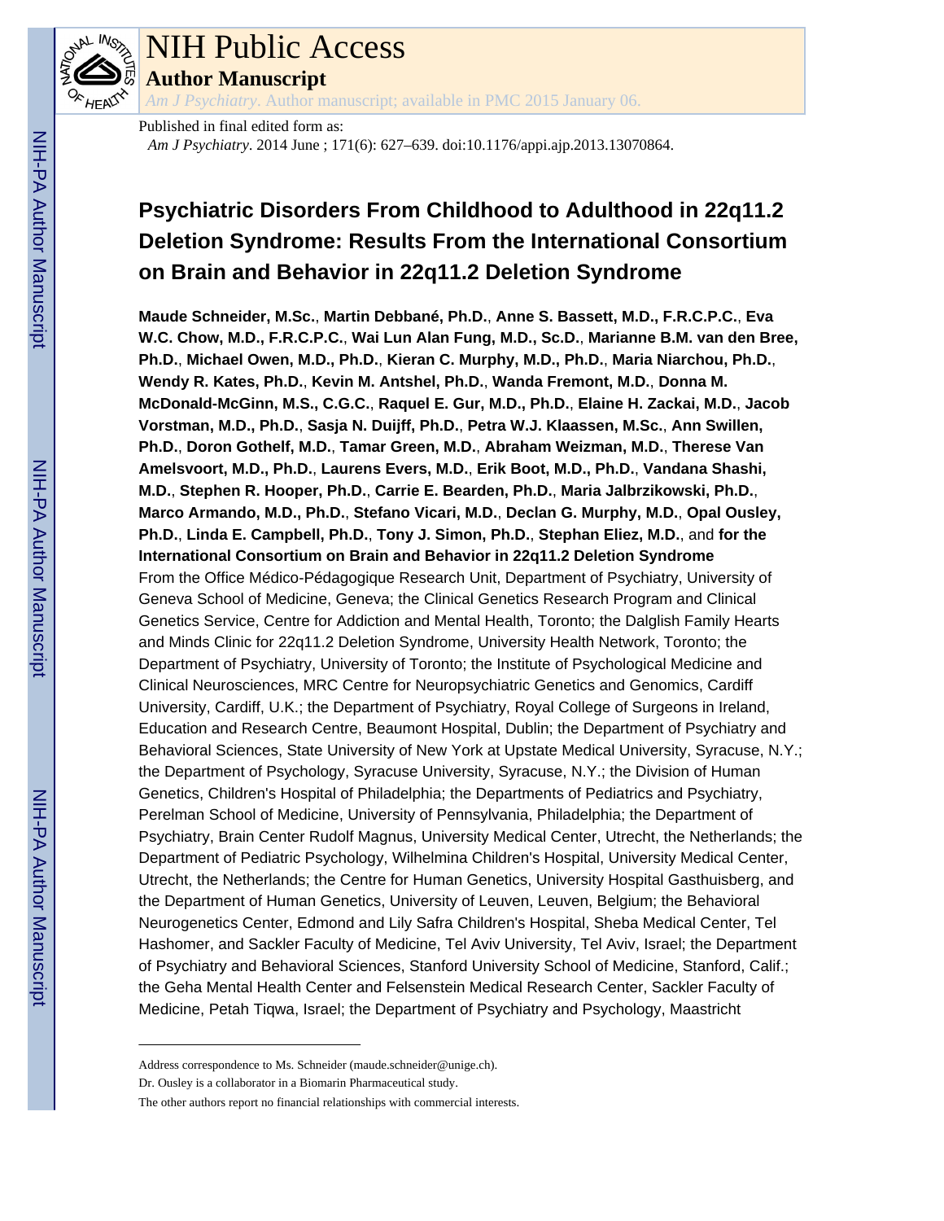# NIH Public Access

**Author Manuscript**

*Am J Psychiatry*. Author manuscript; available in PMC 2015 January 06.

Published in final edited form as:

*Am J Psychiatry*. 2014 June ; 171(6): 627–639. doi:10.1176/appi.ajp.2013.13070864.

# Psychiatric Disorders From Childhood to Adulthood in 22q11.2 Deletion Syndrome: Results From the International Consortium on Brain and Behavior in 22q11.2 Deletion Syndrome

**Maude Schneider, M.Sc.**, **Martin Debbané, Ph.D.**, **Anne S. Bassett, M.D., F.R.C.P.C.**, **Eva W.C. Chow, M.D., F.R.C.P.C.**, **Wai Lun Alan Fung, M.D., Sc.D.**, **Marianne B.M. van den Bree, Ph.D.**, **Michael Owen, M.D., Ph.D.**, **Kieran C. Murphy, M.D., Ph.D.**, **Maria Niarchou, Ph.D.**, **Wendy R. Kates, Ph.D.**, **Kevin M. Antshel, Ph.D.**, **Wanda Fremont, M.D.**, **Donna M. McDonald-McGinn, M.S., C.G.C.**, **Raquel E. Gur, M.D., Ph.D.**, **Elaine H. Zackai, M.D.**, **Jacob Vorstman, M.D., Ph.D.**, **Sasja N. Duijff, Ph.D.**, **Petra W.J. Klaassen, M.Sc.**, **Ann Swillen, Ph.D.**, **Doron Gothelf, M.D.**, **Tamar Green, M.D.**, **Abraham Weizman, M.D.**, **Therese Van Amelsvoort, M.D., Ph.D.**, **Laurens Evers, M.D.**, **Erik Boot, M.D., Ph.D.**, **Vandana Shashi, M.D.**, **Stephen R. Hooper, Ph.D.**, **Carrie E. Bearden, Ph.D.**, **Maria Jalbrzikowski, Ph.D.**, **Marco Armando, M.D., Ph.D.**, **Stefano Vicari, M.D.**, **Declan G. Murphy, M.D.**, **Opal Ousley, Ph.D.**, **Linda E. Campbell, Ph.D.**, **Tony J. Simon, Ph.D.**, **Stephan Eliez, M.D.**, and **for the International Consortium on Brain and Behavior in 22q11.2 Deletion Syndrome**

From the Office Médico-Pédagogique Research Unit, Department of Psychiatry, University of Geneva School of Medicine, Geneva; the Clinical Genetics Research Program and Clinical Genetics Service, Centre for Addiction and Mental Health, Toronto; the Dalglish Family Hearts and Minds Clinic for 22q11.2 Deletion Syndrome, University Health Network, Toronto; the Department of Psychiatry, University of Toronto; the Institute of Psychological Medicine and Clinical Neurosciences, MRC Centre for Neuropsychiatric Genetics and Genomics, Cardiff University, Cardiff, U.K.; the Department of Psychiatry, Royal College of Surgeons in Ireland, Education and Research Centre, Beaumont Hospital, Dublin; the Department of Psychiatry and Behavioral Sciences, State University of New York at Upstate Medical University, Syracuse, N.Y.; the Department of Psychology, Syracuse University, Syracuse, N.Y.; the Division of Human Genetics, Children's Hospital of Philadelphia; the Departments of Pediatrics and Psychiatry, Perelman School of Medicine, University of Pennsylvania, Philadelphia; the Department of Psychiatry, Brain Center Rudolf Magnus, University Medical Center, Utrecht, the Netherlands; the Department of Pediatric Psychology, Wilhelmina Children's Hospital, University Medical Center, Utrecht, the Netherlands; the Centre for Human Genetics, University Hospital Gasthuisberg, and the Department of Human Genetics, University of Leuven, Leuven, Belgium; the Behavioral Neurogenetics Center, Edmond and Lily Safra Children's Hospital, Sheba Medical Center, Tel Hashomer, and Sackler Faculty of Medicine, Tel Aviv University, Tel Aviv, Israel; the Department of Psychiatry and Behavioral Sciences, Stanford University School of Medicine, Stanford, Calif.; the Geha Mental Health Center and Felsenstein Medical Research Center, Sackler Faculty of Medicine, Petah Tiqwa, Israel; the Department of Psychiatry and Psychology, Maastricht

---

Address correspondence to Ms. Schneider (maude.schneider@unige.ch).

Dr. Ousley is a collaborator in a Biomarin Pharmaceutical study.

The other authors report no financial relationships with commercial interests.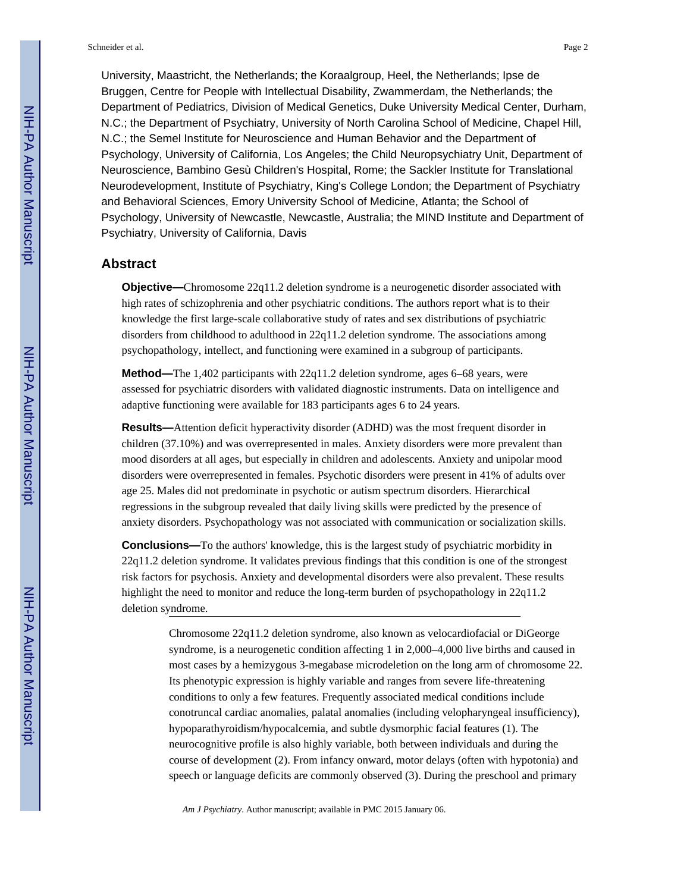University, Maastricht, the Netherlands; the Koraalgroup, Heel, the Netherlands; Ipse de Bruggen, Centre for People with Intellectual Disability, Zwammerdam, the Netherlands; the Department of Pediatrics, Division of Medical Genetics, Duke University Medical Center, Durham, N.C.; the Department of Psychiatry, University of North Carolina School of Medicine, Chapel Hill, N.C.; the Semel Institute for Neuroscience and Human Behavior and the Department of Psychology, University of California, Los Angeles; the Child Neuropsychiatry Unit, Department of Neuroscience, Bambino Gesù Children's Hospital, Rome; the Sackler Institute for Translational Neurodevelopment, Institute of Psychiatry, King's College London; the Department of Psychiatry and Behavioral Sciences, Emory University School of Medicine, Atlanta; the School of Psychology, University of Newcastle, Newcastle, Australia; the MIND Institute and Department of Psychiatry, University of California, Davis

## Abstract

**Objective—**Chromosome 22q11.2 deletion syndrome is a neurogenetic disorder associated with high rates of schizophrenia and other psychiatric conditions. The authors report what is to their knowledge the first large-scale collaborative study of rates and sex distributions of psychiatric disorders from childhood to adulthood in 22q11.2 deletion syndrome. The associations among psychopathology, intellect, and functioning were examined in a subgroup of participants.

**Method—**The 1,402 participants with 22q11.2 deletion syndrome, ages 6–68 years, were assessed for psychiatric disorders with validated diagnostic instruments. Data on intelligence and adaptive functioning were available for 183 participants ages 6 to 24 years.

**Results—**Attention deficit hyperactivity disorder (ADHD) was the most frequent disorder in children (37.10%) and was overrepresented in males. Anxiety disorders were more prevalent than mood disorders at all ages, but especially in children and adolescents. Anxiety and unipolar mood disorders were overrepresented in females. Psychotic disorders were present in 41% of adults over age 25. Males did not predominate in psychotic or autism spectrum disorders. Hierarchical regressions in the subgroup revealed that daily living skills were predicted by the presence of anxiety disorders. Psychopathology was not associated with communication or socialization skills.

**Conclusions—**To the authors' knowledge, this is the largest study of psychiatric morbidity in 22q11.2 deletion syndrome. It validates previous findings that this condition is one of the strongest risk factors for psychosis. Anxiety and developmental disorders were also prevalent. These results highlight the need to monitor and reduce the long-term burden of psychopathology in 22q11.2 deletion syndrome.

---

Chromosome 22q11.2 deletion syndrome, also known as velocardiofacial or DiGeorge syndrome, is a neurogenetic condition affecting 1 in 2,000–4,000 live births and caused in most cases by a hemizygous 3-megabase microdeletion on the long arm of chromosome 22. Its phenotypic expression is highly variable and ranges from severe life-threatening conditions to only a few features. Frequently associated medical conditions include conotruncal cardiac anomalies, palatal anomalies (including velopharyngeal insufficiency), hypoparathyroidism/hypocalcemia, and subtle dysmorphic facial features (1). The neurocognitive profile is also highly variable, both between individuals and during the course of development (2). From infancy onward, motor delays (often with hypotonia) and speech or language deficits are commonly observed (3). During the preschool and primary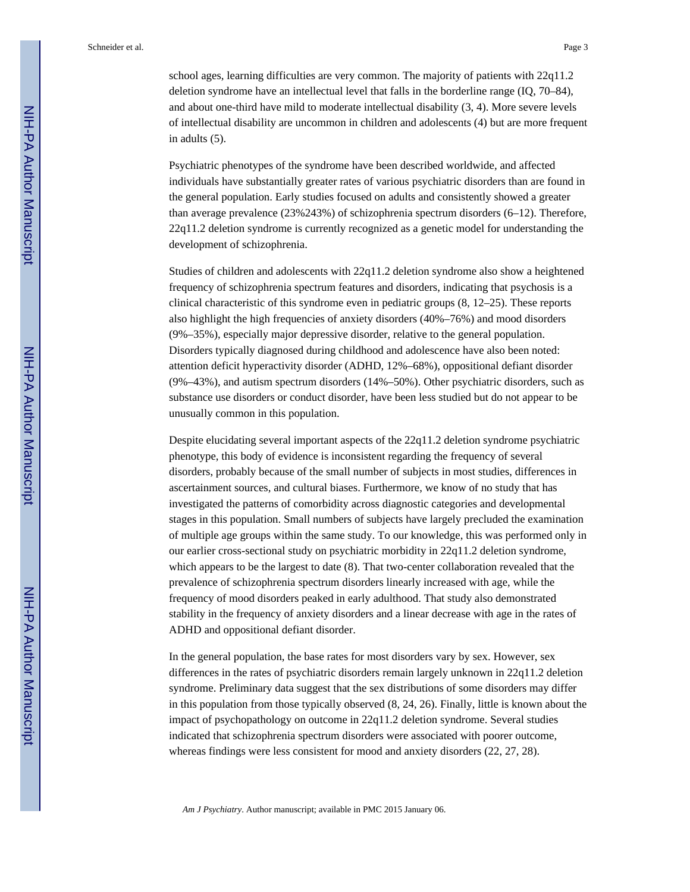school ages, learning difficulties are very common. The majority of patients with 22q11.2 deletion syndrome have an intellectual level that falls in the borderline range (IQ, 70–84), and about one-third have mild to moderate intellectual disability (3, 4). More severe levels of intellectual disability are uncommon in children and adolescents (4) but are more frequent in adults (5).

Psychiatric phenotypes of the syndrome have been described worldwide, and affected individuals have substantially greater rates of various psychiatric disorders than are found in the general population. Early studies focused on adults and consistently showed a greater than average prevalence (23%243%) of schizophrenia spectrum disorders (6–12). Therefore, 22q11.2 deletion syndrome is currently recognized as a genetic model for understanding the development of schizophrenia.

Studies of children and adolescents with 22q11.2 deletion syndrome also show a heightened frequency of schizophrenia spectrum features and disorders, indicating that psychosis is a clinical characteristic of this syndrome even in pediatric groups (8, 12–25). These reports also highlight the high frequencies of anxiety disorders (40%–76%) and mood disorders (9%–35%), especially major depressive disorder, relative to the general population. Disorders typically diagnosed during childhood and adolescence have also been noted: attention deficit hyperactivity disorder (ADHD, 12%–68%), oppositional defiant disorder (9%–43%), and autism spectrum disorders (14%–50%). Other psychiatric disorders, such as substance use disorders or conduct disorder, have been less studied but do not appear to be unusually common in this population.

Despite elucidating several important aspects of the 22q11.2 deletion syndrome psychiatric phenotype, this body of evidence is inconsistent regarding the frequency of several disorders, probably because of the small number of subjects in most studies, differences in ascertainment sources, and cultural biases. Furthermore, we know of no study that has investigated the patterns of comorbidity across diagnostic categories and developmental stages in this population. Small numbers of subjects have largely precluded the examination of multiple age groups within the same study. To our knowledge, this was performed only in our earlier cross-sectional study on psychiatric morbidity in 22q11.2 deletion syndrome, which appears to be the largest to date (8). That two-center collaboration revealed that the prevalence of schizophrenia spectrum disorders linearly increased with age, while the frequency of mood disorders peaked in early adulthood. That study also demonstrated stability in the frequency of anxiety disorders and a linear decrease with age in the rates of ADHD and oppositional defiant disorder.

In the general population, the base rates for most disorders vary by sex. However, sex differences in the rates of psychiatric disorders remain largely unknown in 22q11.2 deletion syndrome. Preliminary data suggest that the sex distributions of some disorders may differ in this population from those typically observed (8, 24, 26). Finally, little is known about the impact of psychopathology on outcome in 22q11.2 deletion syndrome. Several studies indicated that schizophrenia spectrum disorders were associated with poorer outcome, whereas findings were less consistent for mood and anxiety disorders (22, 27, 28).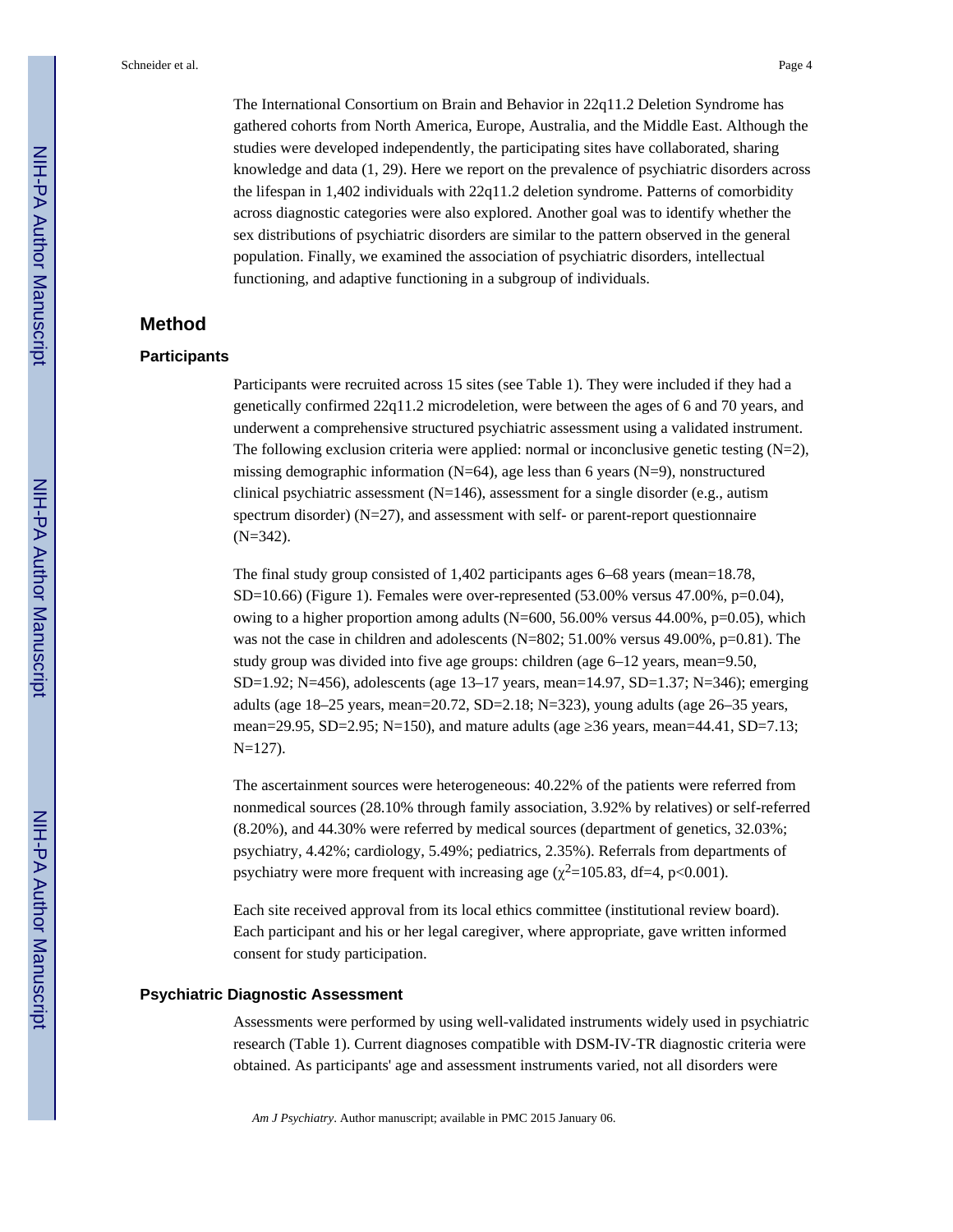The International Consortium on Brain and Behavior in 22q11.2 Deletion Syndrome has gathered cohorts from North America, Europe, Australia, and the Middle East. Although the studies were developed independently, the participating sites have collaborated, sharing knowledge and data (1, 29). Here we report on the prevalence of psychiatric disorders across the lifespan in 1,402 individuals with 22q11.2 deletion syndrome. Patterns of comorbidity across diagnostic categories were also explored. Another goal was to identify whether the sex distributions of psychiatric disorders are similar to the pattern observed in the general population. Finally, we examined the association of psychiatric disorders, intellectual functioning, and adaptive functioning in a subgroup of individuals.

## Method

### Participants

Participants were recruited across 15 sites (see Table 1). They were included if they had a genetically confirmed 22q11.2 microdeletion, were between the ages of 6 and 70 years, and underwent a comprehensive structured psychiatric assessment using a validated instrument. The following exclusion criteria were applied: normal or inconclusive genetic testing (N=2), missing demographic information (N=64), age less than 6 years (N=9), nonstructured clinical psychiatric assessment (N=146), assessment for a single disorder (e.g., autism spectrum disorder) (N=27), and assessment with self- or parent-report questionnaire (N=342).

The final study group consisted of 1,402 participants ages 6–68 years (mean=18.78, SD=10.66) (Figure 1). Females were over-represented (53.00% versus 47.00%, p=0.04), owing to a higher proportion among adults (N=600, 56.00% versus 44.00%, p=0.05), which was not the case in children and adolescents (N=802; 51.00% versus 49.00%, p=0.81). The study group was divided into five age groups: children (age 6–12 years, mean=9.50, SD=1.92; N=456), adolescents (age 13–17 years, mean=14.97, SD=1.37; N=346); emerging adults (age 18–25 years, mean=20.72, SD=2.18; N=323), young adults (age 26–35 years, mean=29.95, SD=2.95; N=150), and mature adults (age ≥36 years, mean=44.41, SD=7.13; N=127).

The ascertainment sources were heterogeneous: 40.22% of the patients were referred from nonmedical sources (28.10% through family association, 3.92% by relatives) or self-referred (8.20%), and 44.30% were referred by medical sources (department of genetics, 32.03%; psychiatry, 4.42%; cardiology, 5.49%; pediatrics, 2.35%). Referrals from departments of psychiatry were more frequent with increasing age ($\chi^2$=105.83, df=4, p<0.001).

Each site received approval from its local ethics committee (institutional review board). Each participant and his or her legal caregiver, where appropriate, gave written informed consent for study participation.

### Psychiatric Diagnostic Assessment

Assessments were performed by using well-validated instruments widely used in psychiatric research (Table 1). Current diagnoses compatible with DSM-IV-TR diagnostic criteria were obtained. As participants' age and assessment instruments varied, not all disorders were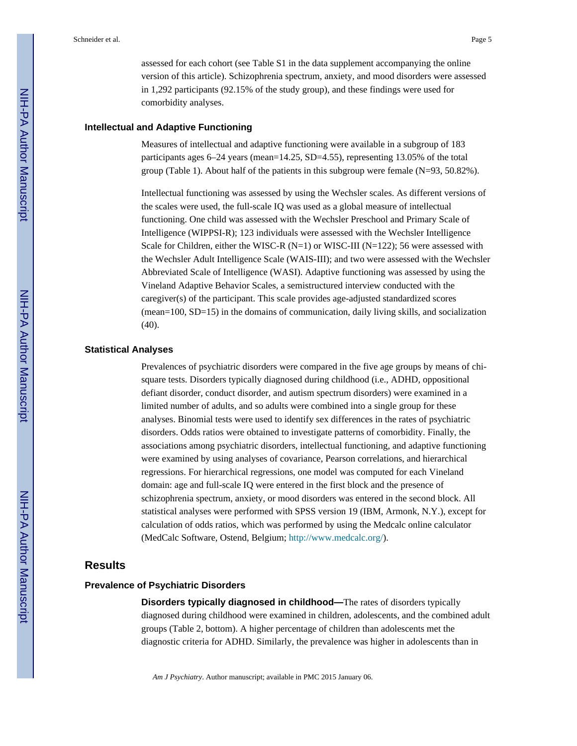assessed for each cohort (see Table S1 in the data supplement accompanying the online version of this article). Schizophrenia spectrum, anxiety, and mood disorders were assessed in 1,292 participants (92.15% of the study group), and these findings were used for comorbidity analyses.

### Intellectual and Adaptive Functioning

Measures of intellectual and adaptive functioning were available in a subgroup of 183 participants ages 6–24 years (mean=14.25, SD=4.55), representing 13.05% of the total group (Table 1). About half of the patients in this subgroup were female (N=93, 50.82%).

Intellectual functioning was assessed by using the Wechsler scales. As different versions of the scales were used, the full-scale IQ was used as a global measure of intellectual functioning. One child was assessed with the Wechsler Preschool and Primary Scale of Intelligence (WIPPSI-R); 123 individuals were assessed with the Wechsler Intelligence Scale for Children, either the WISC-R (N=1) or WISC-III (N=122); 56 were assessed with the Wechsler Adult Intelligence Scale (WAIS-III); and two were assessed with the Wechsler Abbreviated Scale of Intelligence (WASI). Adaptive functioning was assessed by using the Vineland Adaptive Behavior Scales, a semistructured interview conducted with the caregiver(s) of the participant. This scale provides age-adjusted standardized scores (mean=100, SD=15) in the domains of communication, daily living skills, and socialization (40).

### Statistical Analyses

Prevalences of psychiatric disorders were compared in the five age groups by means of chi-square tests. Disorders typically diagnosed during childhood (i.e., ADHD, oppositional defiant disorder, conduct disorder, and autism spectrum disorders) were examined in a limited number of adults, and so adults were combined into a single group for these analyses. Binomial tests were used to identify sex differences in the rates of psychiatric disorders. Odds ratios were obtained to investigate patterns of comorbidity. Finally, the associations among psychiatric disorders, intellectual functioning, and adaptive functioning were examined by using analyses of covariance, Pearson correlations, and hierarchical regressions. For hierarchical regressions, one model was computed for each Vineland domain: age and full-scale IQ were entered in the first block and the presence of schizophrenia spectrum, anxiety, or mood disorders was entered in the second block. All statistical analyses were performed with SPSS version 19 (IBM, Armonk, N.Y.), except for calculation of odds ratios, which was performed by using the Medcalc online calculator (MedCalc Software, Ostend, Belgium; http://www.medcalc.org/).

## Results

### Prevalence of Psychiatric Disorders

**Disorders typically diagnosed in childhood—**The rates of disorders typically diagnosed during childhood were examined in children, adolescents, and the combined adult groups (Table 2, bottom). A higher percentage of children than adolescents met the diagnostic criteria for ADHD. Similarly, the prevalence was higher in adolescents than in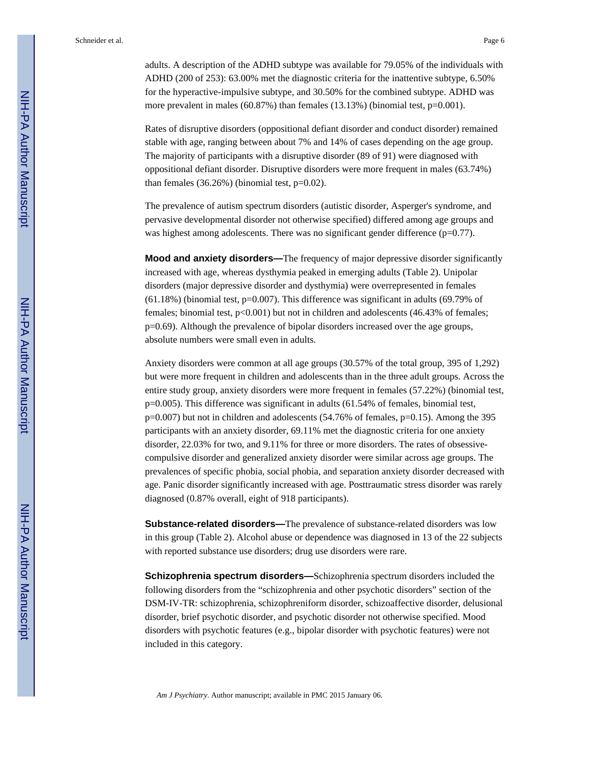adults. A description of the ADHD subtype was available for 79.05% of the individuals with ADHD (200 of 253): 63.00% met the diagnostic criteria for the inattentive subtype, 6.50% for the hyperactive-impulsive subtype, and 30.50% for the combined subtype. ADHD was more prevalent in males (60.87%) than females (13.13%) (binomial test, $p=0.001$).

Rates of disruptive disorders (oppositional defiant disorder and conduct disorder) remained stable with age, ranging between about 7% and 14% of cases depending on the age group. The majority of participants with a disruptive disorder (89 of 91) were diagnosed with oppositional defiant disorder. Disruptive disorders were more frequent in males (63.74%) than females (36.26%) (binomial test, $p=0.02$).

The prevalence of autism spectrum disorders (autistic disorder, Asperger's syndrome, and pervasive developmental disorder not otherwise specified) differed among age groups and was highest among adolescents. There was no significant gender difference ($p=0.77$).

**Mood and anxiety disorders—**The frequency of major depressive disorder significantly increased with age, whereas dysthymia peaked in emerging adults (Table 2). Unipolar disorders (major depressive disorder and dysthymia) were overrepresented in females (61.18%) (binomial test, $p=0.007$). This difference was significant in adults (69.79% of females; binomial test, $p<0.001$) but not in children and adolescents (46.43% of females; $p=0.69$). Although the prevalence of bipolar disorders increased over the age groups, absolute numbers were small even in adults.

Anxiety disorders were common at all age groups (30.57% of the total group, 395 of 1,292) but were more frequent in children and adolescents than in the three adult groups. Across the entire study group, anxiety disorders were more frequent in females (57.22%) (binomial test, $p=0.005$). This difference was significant in adults (61.54% of females, binomial test, $p=0.007$) but not in children and adolescents (54.76% of females, $p=0.15$). Among the 395 participants with an anxiety disorder, 69.11% met the diagnostic criteria for one anxiety disorder, 22.03% for two, and 9.11% for three or more disorders. The rates of obsessive-compulsive disorder and generalized anxiety disorder were similar across age groups. The prevalences of specific phobia, social phobia, and separation anxiety disorder decreased with age. Panic disorder significantly increased with age. Posttraumatic stress disorder was rarely diagnosed (0.87% overall, eight of 918 participants).

**Substance-related disorders—**The prevalence of substance-related disorders was low in this group (Table 2). Alcohol abuse or dependence was diagnosed in 13 of the 22 subjects with reported substance use disorders; drug use disorders were rare.

**Schizophrenia spectrum disorders—**Schizophrenia spectrum disorders included the following disorders from the "schizophrenia and other psychotic disorders" section of the DSM-IV-TR: schizophrenia, schizophreniform disorder, schizoaffective disorder, delusional disorder, brief psychotic disorder, and psychotic disorder not otherwise specified. Mood disorders with psychotic features (e.g., bipolar disorder with psychotic features) were not included in this category.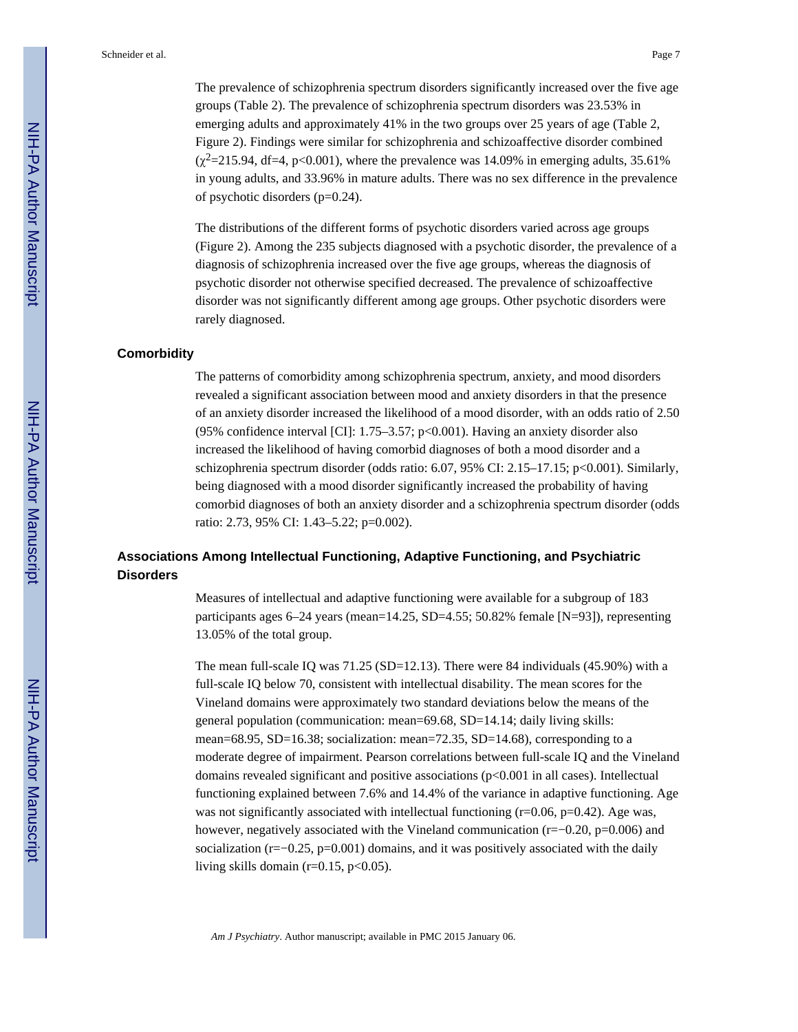The prevalence of schizophrenia spectrum disorders significantly increased over the five age groups (Table 2). The prevalence of schizophrenia spectrum disorders was 23.53% in emerging adults and approximately 41% in the two groups over 25 years of age (Table 2, Figure 2). Findings were similar for schizophrenia and schizoaffective disorder combined ($\chi^2$=215.94, df=4, p<0.001), where the prevalence was 14.09% in emerging adults, 35.61% in young adults, and 33.96% in mature adults. There was no sex difference in the prevalence of psychotic disorders (p=0.24).

The distributions of the different forms of psychotic disorders varied across age groups (Figure 2). Among the 235 subjects diagnosed with a psychotic disorder, the prevalence of a diagnosis of schizophrenia increased over the five age groups, whereas the diagnosis of psychotic disorder not otherwise specified decreased. The prevalence of schizoaffective disorder was not significantly different among age groups. Other psychotic disorders were rarely diagnosed.

### Comorbidity

The patterns of comorbidity among schizophrenia spectrum, anxiety, and mood disorders revealed a significant association between mood and anxiety disorders in that the presence of an anxiety disorder increased the likelihood of a mood disorder, with an odds ratio of 2.50 (95% confidence interval [CI]: 1.75–3.57; p<0.001). Having an anxiety disorder also increased the likelihood of having comorbid diagnoses of both a mood disorder and a schizophrenia spectrum disorder (odds ratio: 6.07, 95% CI: 2.15–17.15; p<0.001). Similarly, being diagnosed with a mood disorder significantly increased the probability of having comorbid diagnoses of both an anxiety disorder and a schizophrenia spectrum disorder (odds ratio: 2.73, 95% CI: 1.43–5.22; p=0.002).

### Associations Among Intellectual Functioning, Adaptive Functioning, and Psychiatric Disorders

Measures of intellectual and adaptive functioning were available for a subgroup of 183 participants ages 6–24 years (mean=14.25, SD=4.55; 50.82% female [N=93]), representing 13.05% of the total group.

The mean full-scale IQ was 71.25 (SD=12.13). There were 84 individuals (45.90%) with a full-scale IQ below 70, consistent with intellectual disability. The mean scores for the Vineland domains were approximately two standard deviations below the means of the general population (communication: mean=69.68, SD=14.14; daily living skills: mean=68.95, SD=16.38; socialization: mean=72.35, SD=14.68), corresponding to a moderate degree of impairment. Pearson correlations between full-scale IQ and the Vineland domains revealed significant and positive associations (p<0.001 in all cases). Intellectual functioning explained between 7.6% and 14.4% of the variance in adaptive functioning. Age was not significantly associated with intellectual functioning (r=0.06, p=0.42). Age was, however, negatively associated with the Vineland communication (r=−0.20, p=0.006) and socialization (r=−0.25, p=0.001) domains, and it was positively associated with the daily living skills domain (r=0.15, p<0.05).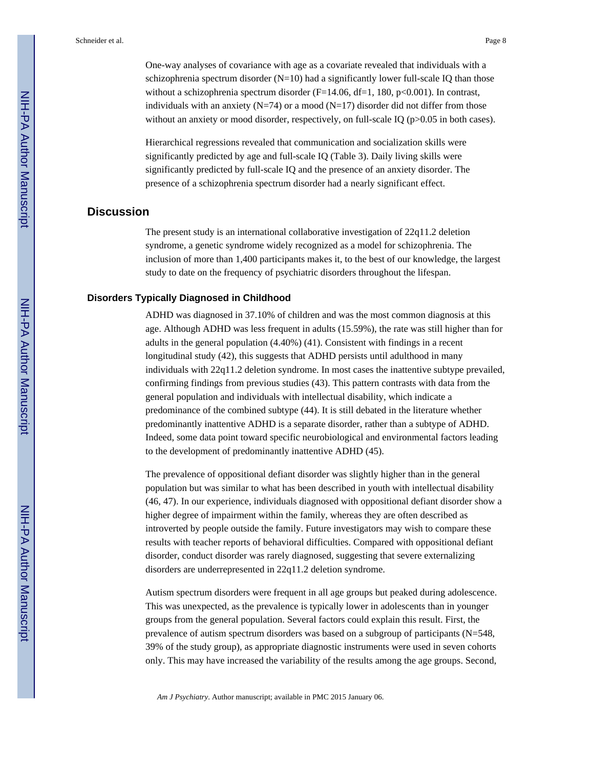One-way analyses of covariance with age as a covariate revealed that individuals with a schizophrenia spectrum disorder (N=10) had a significantly lower full-scale IQ than those without a schizophrenia spectrum disorder ($F=14.06$, $df=1, 180$, $p<0.001$). In contrast, individuals with an anxiety (N=74) or a mood (N=17) disorder did not differ from those without an anxiety or mood disorder, respectively, on full-scale IQ ($p>0.05$ in both cases).

Hierarchical regressions revealed that communication and socialization skills were significantly predicted by age and full-scale IQ (Table 3). Daily living skills were significantly predicted by full-scale IQ and the presence of an anxiety disorder. The presence of a schizophrenia spectrum disorder had a nearly significant effect.

## Discussion

The present study is an international collaborative investigation of 22q11.2 deletion syndrome, a genetic syndrome widely recognized as a model for schizophrenia. The inclusion of more than 1,400 participants makes it, to the best of our knowledge, the largest study to date on the frequency of psychiatric disorders throughout the lifespan.

### Disorders Typically Diagnosed in Childhood

ADHD was diagnosed in 37.10% of children and was the most common diagnosis at this age. Although ADHD was less frequent in adults (15.59%), the rate was still higher than for adults in the general population (4.40%) (41). Consistent with findings in a recent longitudinal study (42), this suggests that ADHD persists until adulthood in many individuals with 22q11.2 deletion syndrome. In most cases the inattentive subtype prevailed, confirming findings from previous studies (43). This pattern contrasts with data from the general population and individuals with intellectual disability, which indicate a predominance of the combined subtype (44). It is still debated in the literature whether predominantly inattentive ADHD is a separate disorder, rather than a subtype of ADHD. Indeed, some data point toward specific neurobiological and environmental factors leading to the development of predominantly inattentive ADHD (45).

The prevalence of oppositional defiant disorder was slightly higher than in the general population but was similar to what has been described in youth with intellectual disability (46, 47). In our experience, individuals diagnosed with oppositional defiant disorder show a higher degree of impairment within the family, whereas they are often described as introverted by people outside the family. Future investigators may wish to compare these results with teacher reports of behavioral difficulties. Compared with oppositional defiant disorder, conduct disorder was rarely diagnosed, suggesting that severe externalizing disorders are underrepresented in 22q11.2 deletion syndrome.

Autism spectrum disorders were frequent in all age groups but peaked during adolescence. This was unexpected, as the prevalence is typically lower in adolescents than in younger groups from the general population. Several factors could explain this result. First, the prevalence of autism spectrum disorders was based on a subgroup of participants (N=548, 39% of the study group), as appropriate diagnostic instruments were used in seven cohorts only. This may have increased the variability of the results among the age groups. Second,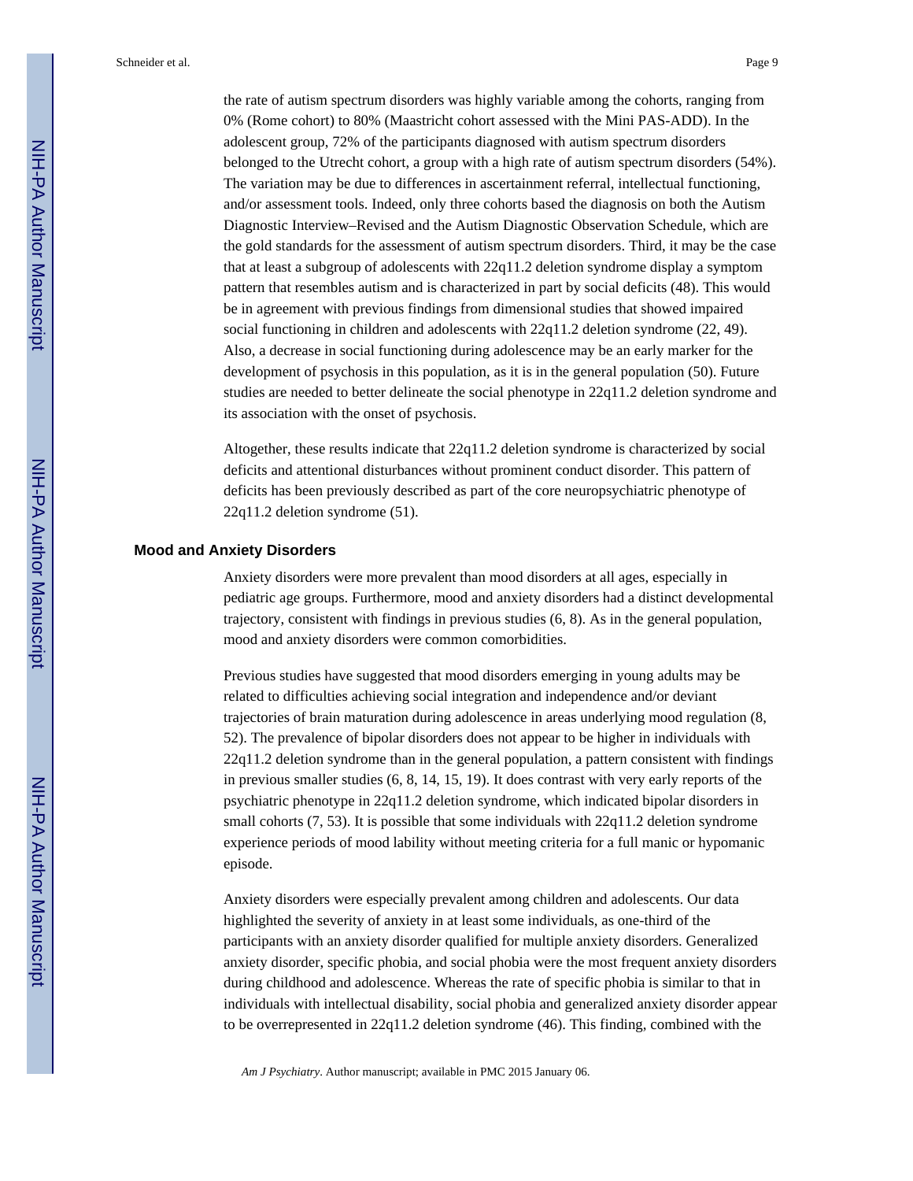the rate of autism spectrum disorders was highly variable among the cohorts, ranging from 0% (Rome cohort) to 80% (Maastricht cohort assessed with the Mini PAS-ADD). In the adolescent group, 72% of the participants diagnosed with autism spectrum disorders belonged to the Utrecht cohort, a group with a high rate of autism spectrum disorders (54%). The variation may be due to differences in ascertainment referral, intellectual functioning, and/or assessment tools. Indeed, only three cohorts based the diagnosis on both the Autism Diagnostic Interview–Revised and the Autism Diagnostic Observation Schedule, which are the gold standards for the assessment of autism spectrum disorders. Third, it may be the case that at least a subgroup of adolescents with 22q11.2 deletion syndrome display a symptom pattern that resembles autism and is characterized in part by social deficits (48). This would be in agreement with previous findings from dimensional studies that showed impaired social functioning in children and adolescents with 22q11.2 deletion syndrome (22, 49). Also, a decrease in social functioning during adolescence may be an early marker for the development of psychosis in this population, as it is in the general population (50). Future studies are needed to better delineate the social phenotype in 22q11.2 deletion syndrome and its association with the onset of psychosis.

Altogether, these results indicate that 22q11.2 deletion syndrome is characterized by social deficits and attentional disturbances without prominent conduct disorder. This pattern of deficits has been previously described as part of the core neuropsychiatric phenotype of 22q11.2 deletion syndrome (51).

## Mood and Anxiety Disorders

Anxiety disorders were more prevalent than mood disorders at all ages, especially in pediatric age groups. Furthermore, mood and anxiety disorders had a distinct developmental trajectory, consistent with findings in previous studies (6, 8). As in the general population, mood and anxiety disorders were common comorbidities.

Previous studies have suggested that mood disorders emerging in young adults may be related to difficulties achieving social integration and independence and/or deviant trajectories of brain maturation during adolescence in areas underlying mood regulation (8, 52). The prevalence of bipolar disorders does not appear to be higher in individuals with 22q11.2 deletion syndrome than in the general population, a pattern consistent with findings in previous smaller studies (6, 8, 14, 15, 19). It does contrast with very early reports of the psychiatric phenotype in 22q11.2 deletion syndrome, which indicated bipolar disorders in small cohorts (7, 53). It is possible that some individuals with 22q11.2 deletion syndrome experience periods of mood lability without meeting criteria for a full manic or hypomanic episode.

Anxiety disorders were especially prevalent among children and adolescents. Our data highlighted the severity of anxiety in at least some individuals, as one-third of the participants with an anxiety disorder qualified for multiple anxiety disorders. Generalized anxiety disorder, specific phobia, and social phobia were the most frequent anxiety disorders during childhood and adolescence. Whereas the rate of specific phobia is similar to that in individuals with intellectual disability, social phobia and generalized anxiety disorder appear to be overrepresented in 22q11.2 deletion syndrome (46). This finding, combined with the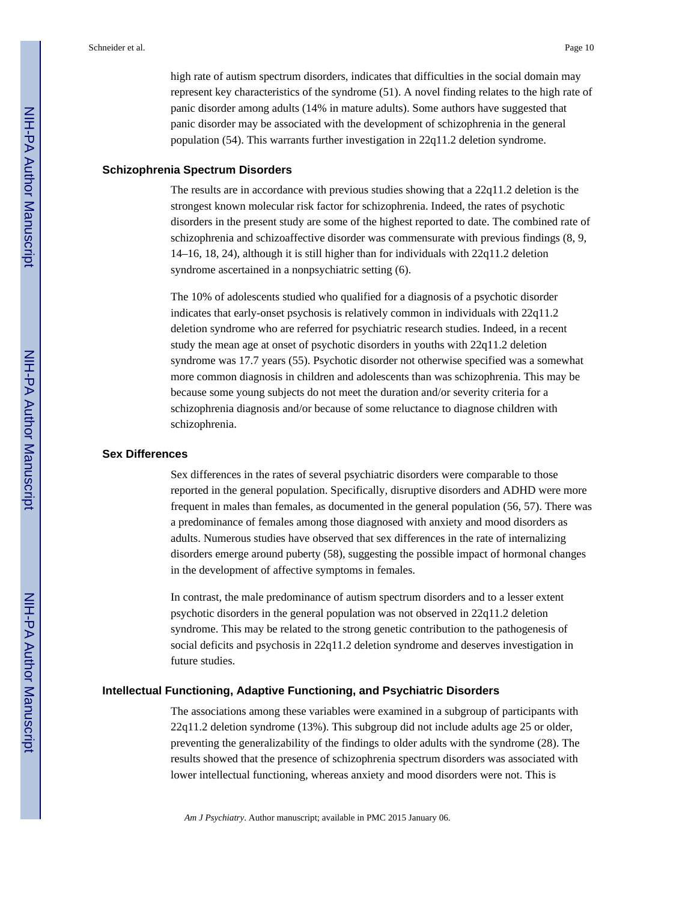high rate of autism spectrum disorders, indicates that difficulties in the social domain may represent key characteristics of the syndrome (51). A novel finding relates to the high rate of panic disorder among adults (14% in mature adults). Some authors have suggested that panic disorder may be associated with the development of schizophrenia in the general population (54). This warrants further investigation in 22q11.2 deletion syndrome.

### Schizophrenia Spectrum Disorders

The results are in accordance with previous studies showing that a 22q11.2 deletion is the strongest known molecular risk factor for schizophrenia. Indeed, the rates of psychotic disorders in the present study are some of the highest reported to date. The combined rate of schizophrenia and schizoaffective disorder was commensurate with previous findings (8, 9, 14–16, 18, 24), although it is still higher than for individuals with 22q11.2 deletion syndrome ascertained in a nonpsychiatric setting (6).

The 10% of adolescents studied who qualified for a diagnosis of a psychotic disorder indicates that early-onset psychosis is relatively common in individuals with 22q11.2 deletion syndrome who are referred for psychiatric research studies. Indeed, in a recent study the mean age at onset of psychotic disorders in youths with 22q11.2 deletion syndrome was 17.7 years (55). Psychotic disorder not otherwise specified was a somewhat more common diagnosis in children and adolescents than was schizophrenia. This may be because some young subjects do not meet the duration and/or severity criteria for a schizophrenia diagnosis and/or because of some reluctance to diagnose children with schizophrenia.

### Sex Differences

Sex differences in the rates of several psychiatric disorders were comparable to those reported in the general population. Specifically, disruptive disorders and ADHD were more frequent in males than females, as documented in the general population (56, 57). There was a predominance of females among those diagnosed with anxiety and mood disorders as adults. Numerous studies have observed that sex differences in the rate of internalizing disorders emerge around puberty (58), suggesting the possible impact of hormonal changes in the development of affective symptoms in females.

In contrast, the male predominance of autism spectrum disorders and to a lesser extent psychotic disorders in the general population was not observed in 22q11.2 deletion syndrome. This may be related to the strong genetic contribution to the pathogenesis of social deficits and psychosis in 22q11.2 deletion syndrome and deserves investigation in future studies.

### Intellectual Functioning, Adaptive Functioning, and Psychiatric Disorders

The associations among these variables were examined in a subgroup of participants with 22q11.2 deletion syndrome (13%). This subgroup did not include adults age 25 or older, preventing the generalizability of the findings to older adults with the syndrome (28). The results showed that the presence of schizophrenia spectrum disorders was associated with lower intellectual functioning, whereas anxiety and mood disorders were not. This is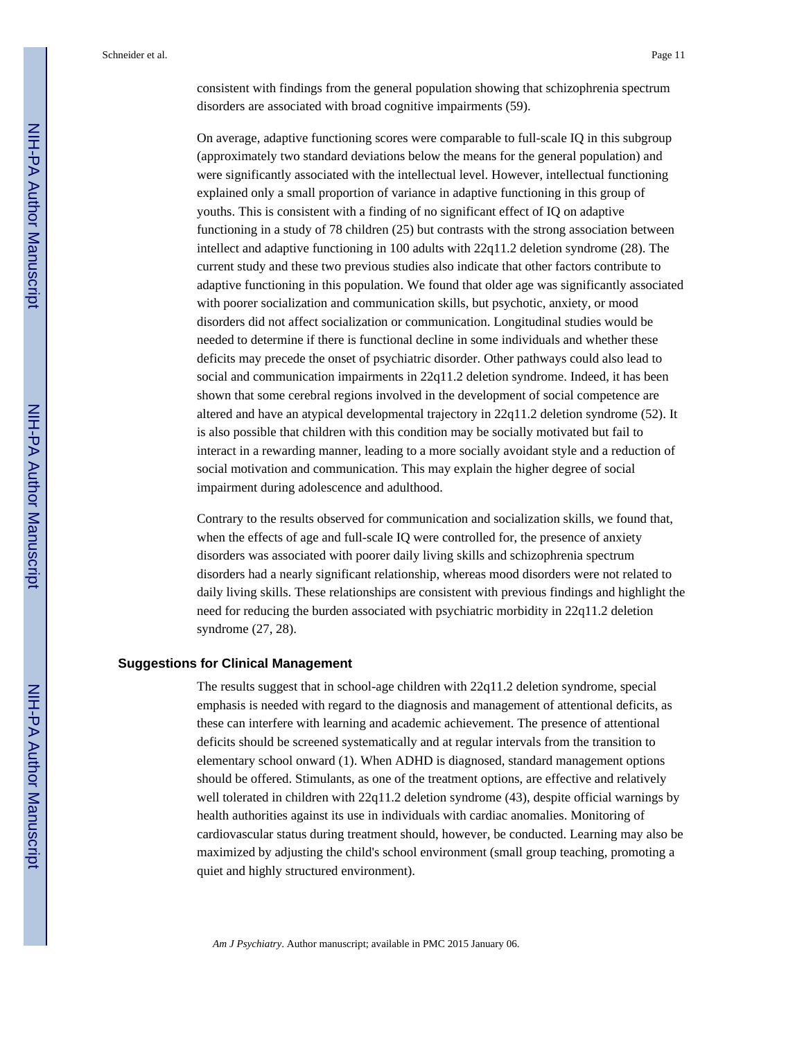consistent with findings from the general population showing that schizophrenia spectrum disorders are associated with broad cognitive impairments (59).

On average, adaptive functioning scores were comparable to full-scale IQ in this subgroup (approximately two standard deviations below the means for the general population) and were significantly associated with the intellectual level. However, intellectual functioning explained only a small proportion of variance in adaptive functioning in this group of youths. This is consistent with a finding of no significant effect of IQ on adaptive functioning in a study of 78 children (25) but contrasts with the strong association between intellect and adaptive functioning in 100 adults with 22q11.2 deletion syndrome (28). The current study and these two previous studies also indicate that other factors contribute to adaptive functioning in this population. We found that older age was significantly associated with poorer socialization and communication skills, but psychotic, anxiety, or mood disorders did not affect socialization or communication. Longitudinal studies would be needed to determine if there is functional decline in some individuals and whether these deficits may precede the onset of psychiatric disorder. Other pathways could also lead to social and communication impairments in 22q11.2 deletion syndrome. Indeed, it has been shown that some cerebral regions involved in the development of social competence are altered and have an atypical developmental trajectory in 22q11.2 deletion syndrome (52). It is also possible that children with this condition may be socially motivated but fail to interact in a rewarding manner, leading to a more socially avoidant style and a reduction of social motivation and communication. This may explain the higher degree of social impairment during adolescence and adulthood.

Contrary to the results observed for communication and socialization skills, we found that, when the effects of age and full-scale IQ were controlled for, the presence of anxiety disorders was associated with poorer daily living skills and schizophrenia spectrum disorders had a nearly significant relationship, whereas mood disorders were not related to daily living skills. These relationships are consistent with previous findings and highlight the need for reducing the burden associated with psychiatric morbidity in 22q11.2 deletion syndrome (27, 28).

### Suggestions for Clinical Management

The results suggest that in school-age children with 22q11.2 deletion syndrome, special emphasis is needed with regard to the diagnosis and management of attentional deficits, as these can interfere with learning and academic achievement. The presence of attentional deficits should be screened systematically and at regular intervals from the transition to elementary school onward (1). When ADHD is diagnosed, standard management options should be offered. Stimulants, as one of the treatment options, are effective and relatively well tolerated in children with 22q11.2 deletion syndrome (43), despite official warnings by health authorities against its use in individuals with cardiac anomalies. Monitoring of cardiovascular status during treatment should, however, be conducted. Learning may also be maximized by adjusting the child's school environment (small group teaching, promoting a quiet and highly structured environment).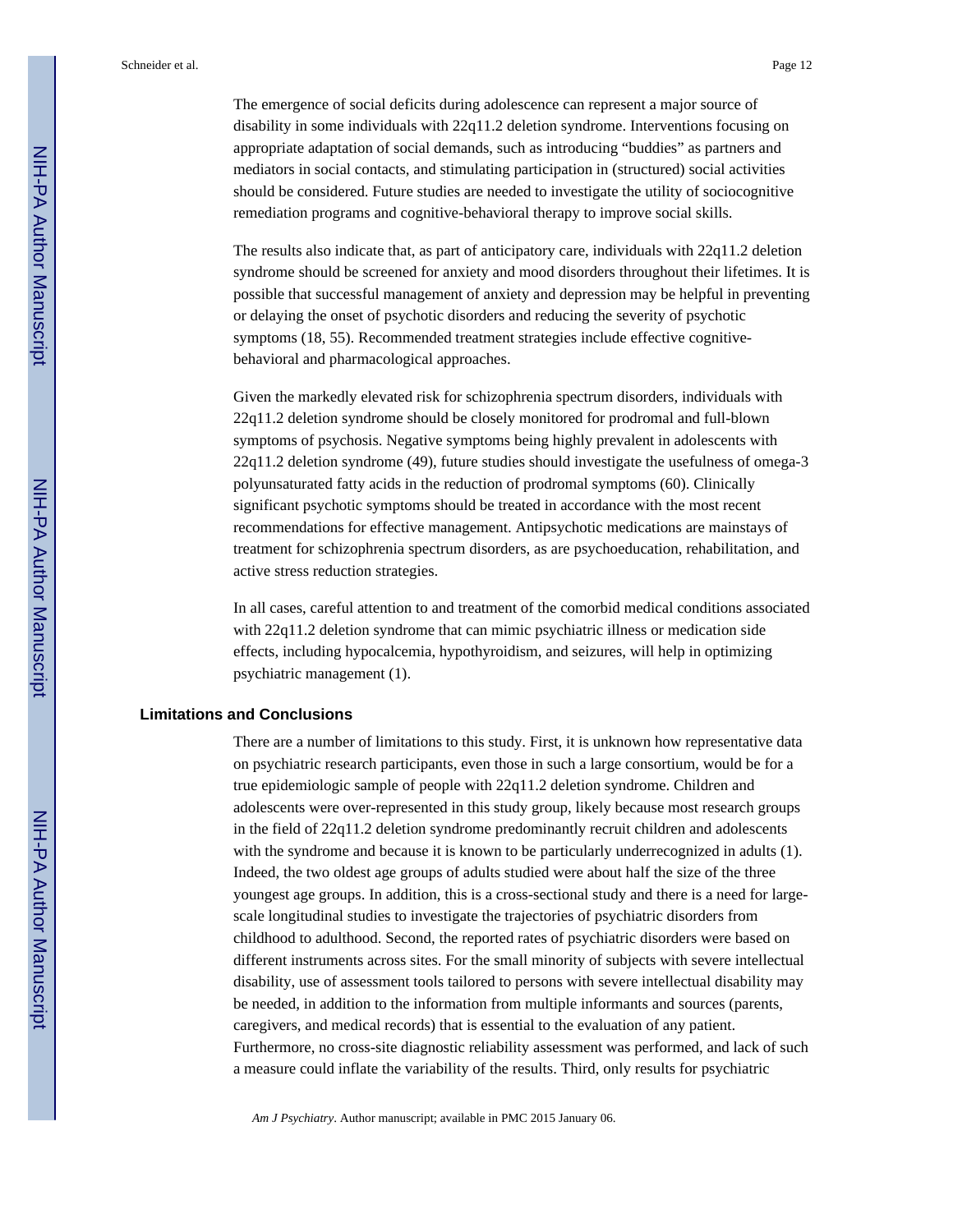The emergence of social deficits during adolescence can represent a major source of disability in some individuals with 22q11.2 deletion syndrome. Interventions focusing on appropriate adaptation of social demands, such as introducing "buddies" as partners and mediators in social contacts, and stimulating participation in (structured) social activities should be considered. Future studies are needed to investigate the utility of sociocognitive remediation programs and cognitive-behavioral therapy to improve social skills.

The results also indicate that, as part of anticipatory care, individuals with 22q11.2 deletion syndrome should be screened for anxiety and mood disorders throughout their lifetimes. It is possible that successful management of anxiety and depression may be helpful in preventing or delaying the onset of psychotic disorders and reducing the severity of psychotic symptoms (18, 55). Recommended treatment strategies include effective cognitive-behavioral and pharmacological approaches.

Given the markedly elevated risk for schizophrenia spectrum disorders, individuals with 22q11.2 deletion syndrome should be closely monitored for prodromal and full-blown symptoms of psychosis. Negative symptoms being highly prevalent in adolescents with 22q11.2 deletion syndrome (49), future studies should investigate the usefulness of omega-3 polyunsaturated fatty acids in the reduction of prodromal symptoms (60). Clinically significant psychotic symptoms should be treated in accordance with the most recent recommendations for effective management. Antipsychotic medications are mainstays of treatment for schizophrenia spectrum disorders, as are psychoeducation, rehabilitation, and active stress reduction strategies.

In all cases, careful attention to and treatment of the comorbid medical conditions associated with 22q11.2 deletion syndrome that can mimic psychiatric illness or medication side effects, including hypocalcemia, hypothyroidism, and seizures, will help in optimizing psychiatric management (1).

## Limitations and Conclusions

There are a number of limitations to this study. First, it is unknown how representative data on psychiatric research participants, even those in such a large consortium, would be for a true epidemiologic sample of people with 22q11.2 deletion syndrome. Children and adolescents were over-represented in this study group, likely because most research groups in the field of 22q11.2 deletion syndrome predominantly recruit children and adolescents with the syndrome and because it is known to be particularly underrecognized in adults (1). Indeed, the two oldest age groups of adults studied were about half the size of the three youngest age groups. In addition, this is a cross-sectional study and there is a need for large-scale longitudinal studies to investigate the trajectories of psychiatric disorders from childhood to adulthood. Second, the reported rates of psychiatric disorders were based on different instruments across sites. For the small minority of subjects with severe intellectual disability, use of assessment tools tailored to persons with severe intellectual disability may be needed, in addition to the information from multiple informants and sources (parents, caregivers, and medical records) that is essential to the evaluation of any patient. Furthermore, no cross-site diagnostic reliability assessment was performed, and lack of such a measure could inflate the variability of the results. Third, only results for psychiatric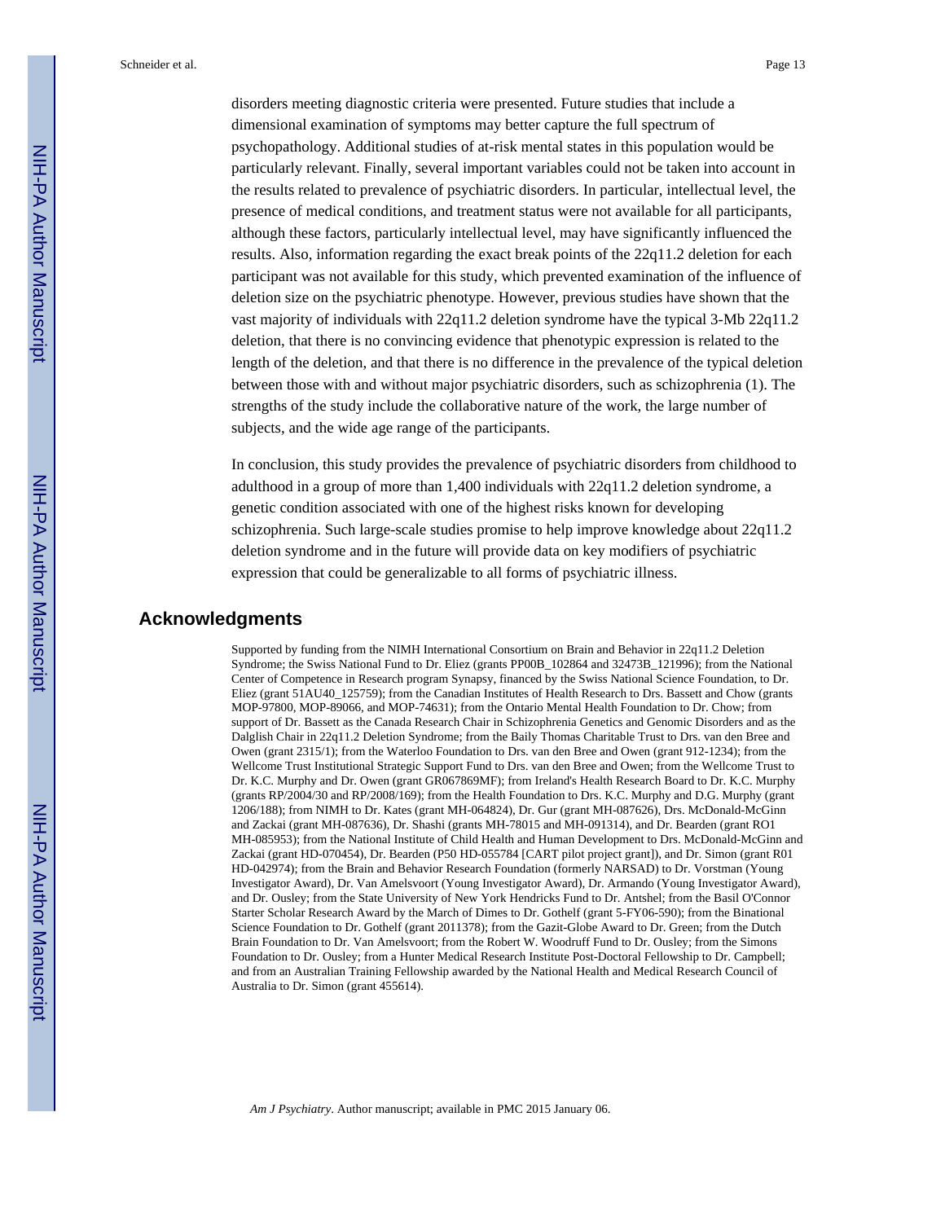disorders meeting diagnostic criteria were presented. Future studies that include a dimensional examination of symptoms may better capture the full spectrum of psychopathology. Additional studies of at-risk mental states in this population would be particularly relevant. Finally, several important variables could not be taken into account in the results related to prevalence of psychiatric disorders. In particular, intellectual level, the presence of medical conditions, and treatment status were not available for all participants, although these factors, particularly intellectual level, may have significantly influenced the results. Also, information regarding the exact break points of the 22q11.2 deletion for each participant was not available for this study, which prevented examination of the influence of deletion size on the psychiatric phenotype. However, previous studies have shown that the vast majority of individuals with 22q11.2 deletion syndrome have the typical 3-Mb 22q11.2 deletion, that there is no convincing evidence that phenotypic expression is related to the length of the deletion, and that there is no difference in the prevalence of the typical deletion between those with and without major psychiatric disorders, such as schizophrenia (1). The strengths of the study include the collaborative nature of the work, the large number of subjects, and the wide age range of the participants.

In conclusion, this study provides the prevalence of psychiatric disorders from childhood to adulthood in a group of more than 1,400 individuals with 22q11.2 deletion syndrome, a genetic condition associated with one of the highest risks known for developing schizophrenia. Such large-scale studies promise to help improve knowledge about 22q11.2 deletion syndrome and in the future will provide data on key modifiers of psychiatric expression that could be generalizable to all forms of psychiatric illness.

## Acknowledgments

Supported by funding from the NIMH International Consortium on Brain and Behavior in 22q11.2 Deletion Syndrome; the Swiss National Fund to Dr. Eliez (grants PP00B_102864 and 32473B_121996); from the National Center of Competence in Research program Synapsy, financed by the Swiss National Science Foundation, to Dr. Eliez (grant 51AU40_125759); from the Canadian Institutes of Health Research to Drs. Bassett and Chow (grants MOP-97800, MOP-89066, and MOP-74631); from the Ontario Mental Health Foundation to Dr. Chow; from support of Dr. Bassett as the Canada Research Chair in Schizophrenia Genetics and Genomic Disorders and as the Dalglish Chair in 22q11.2 Deletion Syndrome; from the Baily Thomas Charitable Trust to Drs. van den Bree and Owen (grant 2315/1); from the Waterloo Foundation to Drs. van den Bree and Owen (grant 912-1234); from the Wellcome Trust Institutional Strategic Support Fund to Drs. van den Bree and Owen; from the Wellcome Trust to Dr. K.C. Murphy and Dr. Owen (grant GR067869MF); from Ireland's Health Research Board to Dr. K.C. Murphy (grants RP/2004/30 and RP/2008/169); from the Health Foundation to Drs. K.C. Murphy and D.G. Murphy (grant 1206/188); from NIMH to Dr. Kates (grant MH-064824), Dr. Gur (grant MH-087626), Drs. McDonald-McGinn and Zackai (grant MH-087636), Dr. Shashi (grants MH-78015 and MH-091314), and Dr. Bearden (grant RO1 MH-085953); from the National Institute of Child Health and Human Development to Drs. McDonald-McGinn and Zackai (grant HD-070454), Dr. Bearden (P50 HD-055784 [CART pilot project grant]), and Dr. Simon (grant R01 HD-042974); from the Brain and Behavior Research Foundation (formerly NARSAD) to Dr. Vorstman (Young Investigator Award), Dr. Van Amelsvoort (Young Investigator Award), Dr. Armando (Young Investigator Award), and Dr. Ousley; from the State University of New York Hendricks Fund to Dr. Antshel; from the Basil O'Connor Starter Scholar Research Award by the March of Dimes to Dr. Gothelf (grant 5-FY06-590); from the Binational Science Foundation to Dr. Gothelf (grant 2011378); from the Gazit-Globe Award to Dr. Green; from the Dutch Brain Foundation to Dr. Van Amelsvoort; from the Robert W. Woodruff Fund to Dr. Ousley; from the Simons Foundation to Dr. Ousley; from a Hunter Medical Research Institute Post-Doctoral Fellowship to Dr. Campbell; and from an Australian Training Fellowship awarded by the National Health and Medical Research Council of Australia to Dr. Simon (grant 455614).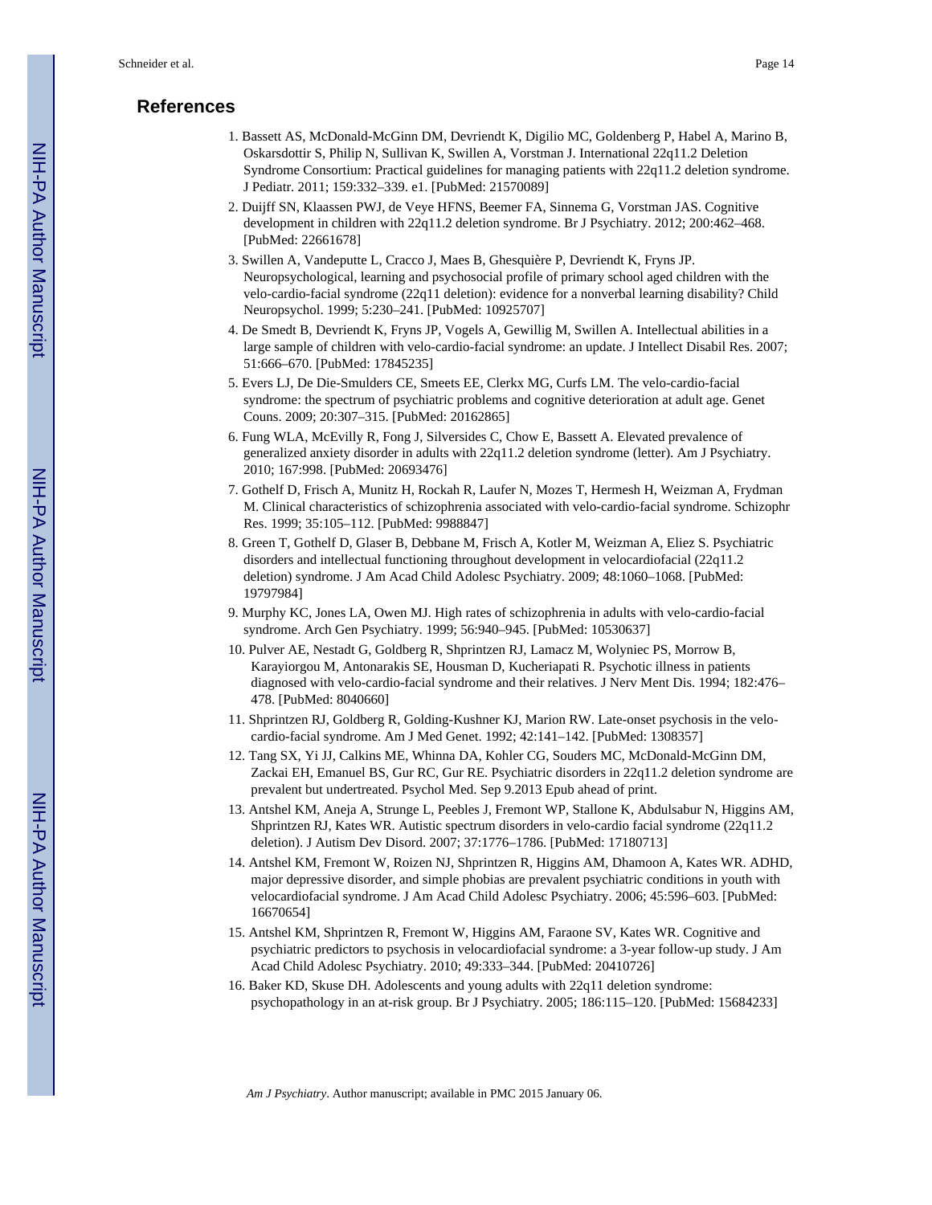## References

1. Bassett AS, McDonald-McGinn DM, Devriendt K, Digilio MC, Goldenberg P, Habel A, Marino B, Oskarsdottir S, Philip N, Sullivan K, Swillen A, Vorstman J. International 22q11.2 Deletion Syndrome Consortium: Practical guidelines for managing patients with 22q11.2 deletion syndrome. J Pediatr. 2011; 159:332–339. e1. [PubMed: 21570089]
2. Duijff SN, Klaassen PWJ, de Veye HFNS, Beemer FA, Sinnema G, Vorstman JAS. Cognitive development in children with 22q11.2 deletion syndrome. Br J Psychiatry. 2012; 200:462–468. [PubMed: 22661678]
3. Swillen A, Vandeputte L, Cracco J, Maes B, Ghesquière P, Devriendt K, Fryns JP. Neuropsychological, learning and psychosocial profile of primary school aged children with the velo-cardio-facial syndrome (22q11 deletion): evidence for a nonverbal learning disability? Child Neuropsychol. 1999; 5:230–241. [PubMed: 10925707]
4. De Smedt B, Devriendt K, Fryns JP, Vogels A, Gewillig M, Swillen A. Intellectual abilities in a large sample of children with velo-cardio-facial syndrome: an update. J Intellect Disabil Res. 2007; 51:666–670. [PubMed: 17845235]
5. Evers LJ, De Die-Smulders CE, Smeets EE, Clerkx MG, Curfs LM. The velo-cardio-facial syndrome: the spectrum of psychiatric problems and cognitive deterioration at adult age. Genet Couns. 2009; 20:307–315. [PubMed: 20162865]
6. Fung WLA, McEvilly R, Fong J, Silversides C, Chow E, Bassett A. Elevated prevalence of generalized anxiety disorder in adults with 22q11.2 deletion syndrome (letter). Am J Psychiatry. 2010; 167:998. [PubMed: 20693476]
7. Gothelf D, Frisch A, Munitz H, Rockah R, Laufer N, Mozes T, Hermesh H, Weizman A, Frydman M. Clinical characteristics of schizophrenia associated with velo-cardio-facial syndrome. Schizophr Res. 1999; 35:105–112. [PubMed: 9988847]
8. Green T, Gothelf D, Glaser B, Debbane M, Frisch A, Kotler M, Weizman A, Eliez S. Psychiatric disorders and intellectual functioning throughout development in velocardiofacial (22q11.2 deletion) syndrome. J Am Acad Child Adolesc Psychiatry. 2009; 48:1060–1068. [PubMed: 19797984]
9. Murphy KC, Jones LA, Owen MJ. High rates of schizophrenia in adults with velo-cardio-facial syndrome. Arch Gen Psychiatry. 1999; 56:940–945. [PubMed: 10530637]
10. Pulver AE, Nestadt G, Goldberg R, Shprintzen RJ, Lamacz M, Wolyniec PS, Morrow B, Karayiorgou M, Antonarakis SE, Housman D, Kucheriapati R. Psychotic illness in patients diagnosed with velo-cardio-facial syndrome and their relatives. J Nerv Ment Dis. 1994; 182:476–478. [PubMed: 8040660]
11. Shprintzen RJ, Goldberg R, Golding-Kushner KJ, Marion RW. Late-onset psychosis in the velo-cardio-facial syndrome. Am J Med Genet. 1992; 42:141–142. [PubMed: 1308357]
12. Tang SX, Yi JJ, Calkins ME, Whinna DA, Kohler CG, Souders MC, McDonald-McGinn DM, Zackai EH, Emanuel BS, Gur RC, Gur RE. Psychiatric disorders in 22q11.2 deletion syndrome are prevalent but undertreated. Psychol Med. Sep 9.2013 Epub ahead of print.
13. Antshel KM, Aneja A, Strunge L, Peebles J, Fremont WP, Stallone K, Abdulsabur N, Higgins AM, Shprintzen RJ, Kates WR. Autistic spectrum disorders in velo-cardio facial syndrome (22q11.2 deletion). J Autism Dev Disord. 2007; 37:1776–1786. [PubMed: 17180713]
14. Antshel KM, Fremont W, Roizen NJ, Shprintzen R, Higgins AM, Dhamoon A, Kates WR. ADHD, major depressive disorder, and simple phobias are prevalent psychiatric conditions in youth with velocardiofacial syndrome. J Am Acad Child Adolesc Psychiatry. 2006; 45:596–603. [PubMed: 16670654]
15. Antshel KM, Shprintzen R, Fremont W, Higgins AM, Faraone SV, Kates WR. Cognitive and psychiatric predictors to psychosis in velocardiofacial syndrome: a 3-year follow-up study. J Am Acad Child Adolesc Psychiatry. 2010; 49:333–344. [PubMed: 20410726]
16. Baker KD, Skuse DH. Adolescents and young adults with 22q11 deletion syndrome: psychopathology in an at-risk group. Br J Psychiatry. 2005; 186:115–120. [PubMed: 15684233]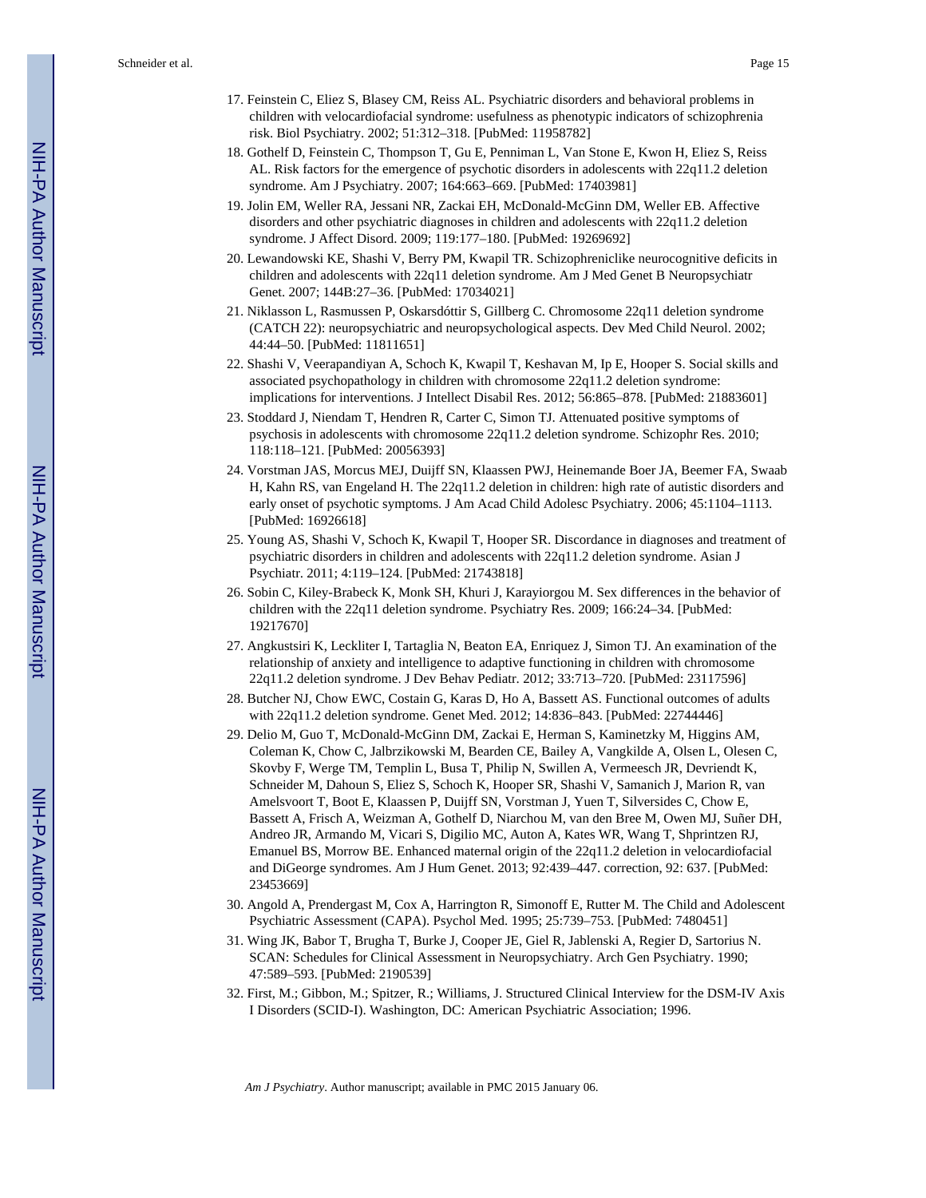17. Feinstein C, Eliez S, Blasey CM, Reiss AL. Psychiatric disorders and behavioral problems in children with velocardiofacial syndrome: usefulness as phenotypic indicators of schizophrenia risk. Biol Psychiatry. 2002; 51:312–318. [PubMed: 11958782]
18. Gothelf D, Feinstein C, Thompson T, Gu E, Penniman L, Van Stone E, Kwon H, Eliez S, Reiss AL. Risk factors for the emergence of psychotic disorders in adolescents with 22q11.2 deletion syndrome. Am J Psychiatry. 2007; 164:663–669. [PubMed: 17403981]
19. Jolin EM, Weller RA, Jessani NR, Zackai EH, McDonald-McGinn DM, Weller EB. Affective disorders and other psychiatric diagnoses in children and adolescents with 22q11.2 deletion syndrome. J Affect Disord. 2009; 119:177–180. [PubMed: 19269692]
20. Lewandowski KE, Shashi V, Berry PM, Kwapil TR. Schizophreniclike neurocognitive deficits in children and adolescents with 22q11 deletion syndrome. Am J Med Genet B Neuropsychiatr Genet. 2007; 144B:27–36. [PubMed: 17034021]
21. Niklasson L, Rasmussen P, Oskarsdóttir S, Gillberg C. Chromosome 22q11 deletion syndrome (CATCH 22): neuropsychiatric and neuropsychological aspects. Dev Med Child Neurol. 2002; 44:44–50. [PubMed: 11811651]
22. Shashi V, Veerapandiyan A, Schoch K, Kwapil T, Keshavan M, Ip E, Hooper S. Social skills and associated psychopathology in children with chromosome 22q11.2 deletion syndrome: implications for interventions. J Intellect Disabil Res. 2012; 56:865–878. [PubMed: 21883601]
23. Stoddard J, Niendam T, Hendren R, Carter C, Simon TJ. Attenuated positive symptoms of psychosis in adolescents with chromosome 22q11.2 deletion syndrome. Schizophr Res. 2010; 118:118–121. [PubMed: 20056393]
24. Vorstman JAS, Morcus MEJ, Duijff SN, Klaassen PWJ, Heinemande Boer JA, Beemer FA, Swaab H, Kahn RS, van Engeland H. The 22q11.2 deletion in children: high rate of autistic disorders and early onset of psychotic symptoms. J Am Acad Child Adolesc Psychiatry. 2006; 45:1104–1113. [PubMed: 16926618]
25. Young AS, Shashi V, Schoch K, Kwapil T, Hooper SR. Discordance in diagnoses and treatment of psychiatric disorders in children and adolescents with 22q11.2 deletion syndrome. Asian J Psychiatr. 2011; 4:119–124. [PubMed: 21743818]
26. Sobin C, Kiley-Brabeck K, Monk SH, Khuri J, Karayiorgou M. Sex differences in the behavior of children with the 22q11 deletion syndrome. Psychiatry Res. 2009; 166:24–34. [PubMed: 19217670]
27. Angkustsiri K, Leckliter I, Tartaglia N, Beaton EA, Enriquez J, Simon TJ. An examination of the relationship of anxiety and intelligence to adaptive functioning in children with chromosome 22q11.2 deletion syndrome. J Dev Behav Pediatr. 2012; 33:713–720. [PubMed: 23117596]
28. Butcher NJ, Chow EWC, Costain G, Karas D, Ho A, Bassett AS. Functional outcomes of adults with 22q11.2 deletion syndrome. Genet Med. 2012; 14:836–843. [PubMed: 22744446]
29. Delio M, Guo T, McDonald-McGinn DM, Zackai E, Herman S, Kaminetzky M, Higgins AM, Coleman K, Chow C, Jalbrzikowski M, Bearden CE, Bailey A, Vangkilde A, Olsen L, Olesen C, Skovby F, Werge TM, Templin L, Busa T, Philip N, Swillen A, Vermeesch JR, Devriendt K, Schneider M, Dahoun S, Eliez S, Schoch K, Hooper SR, Shashi V, Samanich J, Marion R, van Amelsvoort T, Boot E, Klaassen P, Duijff SN, Vorstman J, Yuen T, Silversides C, Chow E, Bassett A, Frisch A, Weizman A, Gothelf D, Niarchou M, van den Bree M, Owen MJ, Suñer DH, Andreo JR, Armando M, Vicari S, Digilio MC, Auton A, Kates WR, Wang T, Shprintzen RJ, Emanuel BS, Morrow BE. Enhanced maternal origin of the 22q11.2 deletion in velocardiofacial and DiGeorge syndromes. Am J Hum Genet. 2013; 92:439–447. correction, 92: 637. [PubMed: 23453669]
30. Angold A, Prendergast M, Cox A, Harrington R, Simonoff E, Rutter M. The Child and Adolescent Psychiatric Assessment (CAPA). Psychol Med. 1995; 25:739–753. [PubMed: 7480451]
31. Wing JK, Babor T, Brugha T, Burke J, Cooper JE, Giel R, Jablenski A, Regier D, Sartorius N. SCAN: Schedules for Clinical Assessment in Neuropsychiatry. Arch Gen Psychiatry. 1990; 47:589–593. [PubMed: 2190539]
32. First, M.; Gibbon, M.; Spitzer, R.; Williams, J. Structured Clinical Interview for the DSM-IV Axis I Disorders (SCID-I). Washington, DC: American Psychiatric Association; 1996.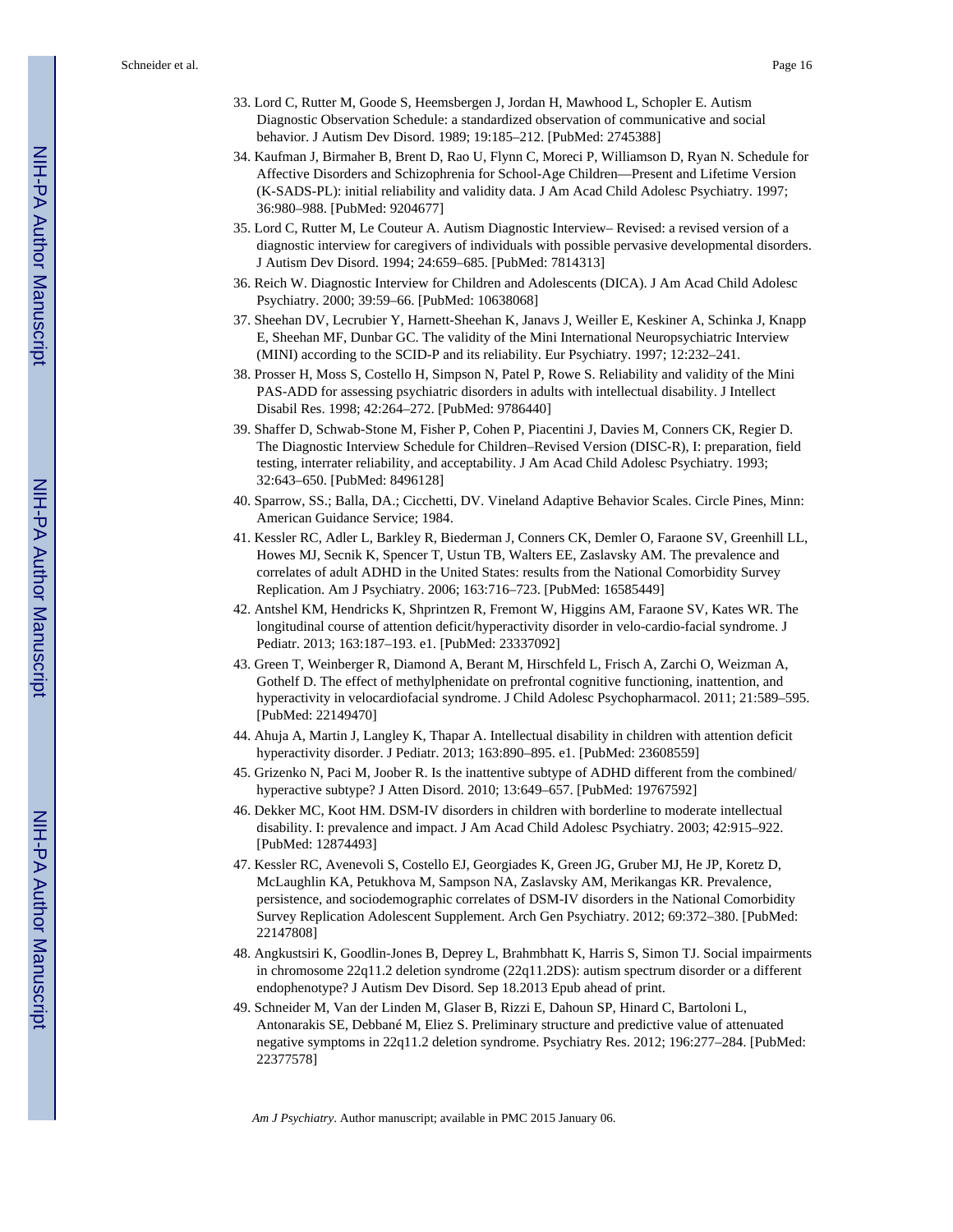33. Lord C, Rutter M, Goode S, Heemsbergen J, Jordan H, Mawhood L, Schopler E. Autism Diagnostic Observation Schedule: a standardized observation of communicative and social behavior. J Autism Dev Disord. 1989; 19:185–212. [PubMed: 2745388]
34. Kaufman J, Birmaher B, Brent D, Rao U, Flynn C, Moreci P, Williamson D, Ryan N. Schedule for Affective Disorders and Schizophrenia for School-Age Children—Present and Lifetime Version (K-SADS-PL): initial reliability and validity data. J Am Acad Child Adolesc Psychiatry. 1997; 36:980–988. [PubMed: 9204677]
35. Lord C, Rutter M, Le Couteur A. Autism Diagnostic Interview– Revised: a revised version of a diagnostic interview for caregivers of individuals with possible pervasive developmental disorders. J Autism Dev Disord. 1994; 24:659–685. [PubMed: 7814313]
36. Reich W. Diagnostic Interview for Children and Adolescents (DICA). J Am Acad Child Adolesc Psychiatry. 2000; 39:59–66. [PubMed: 10638068]
37. Sheehan DV, Lecrubier Y, Harnett-Sheehan K, Janavs J, Weiller E, Keskiner A, Schinka J, Knapp E, Sheehan MF, Dunbar GC. The validity of the Mini International Neuropsychiatric Interview (MINI) according to the SCID-P and its reliability. Eur Psychiatry. 1997; 12:232–241.
38. Prosser H, Moss S, Costello H, Simpson N, Patel P, Rowe S. Reliability and validity of the Mini PAS-ADD for assessing psychiatric disorders in adults with intellectual disability. J Intellect Disabil Res. 1998; 42:264–272. [PubMed: 9786440]
39. Shaffer D, Schwab-Stone M, Fisher P, Cohen P, Piacentini J, Davies M, Conners CK, Regier D. The Diagnostic Interview Schedule for Children–Revised Version (DISC-R), I: preparation, field testing, interrater reliability, and acceptability. J Am Acad Child Adolesc Psychiatry. 1993; 32:643–650. [PubMed: 8496128]
40. Sparrow, SS.; Balla, DA.; Cicchetti, DV. Vineland Adaptive Behavior Scales. Circle Pines, Minn: American Guidance Service; 1984.
41. Kessler RC, Adler L, Barkley R, Biederman J, Conners CK, Demler O, Faraone SV, Greenhill LL, Howes MJ, Secnik K, Spencer T, Ustun TB, Walters EE, Zaslavsky AM. The prevalence and correlates of adult ADHD in the United States: results from the National Comorbidity Survey Replication. Am J Psychiatry. 2006; 163:716–723. [PubMed: 16585449]
42. Antshel KM, Hendricks K, Shprintzen R, Fremont W, Higgins AM, Faraone SV, Kates WR. The longitudinal course of attention deficit/hyperactivity disorder in velo-cardio-facial syndrome. J Pediatr. 2013; 163:187–193. e1. [PubMed: 23337092]
43. Green T, Weinberger R, Diamond A, Berant M, Hirschfeld L, Frisch A, Zarchi O, Weizman A, Gothelf D. The effect of methylphenidate on prefrontal cognitive functioning, inattention, and hyperactivity in velocardiofacial syndrome. J Child Adolesc Psychopharmacol. 2011; 21:589–595. [PubMed: 22149470]
44. Ahuja A, Martin J, Langley K, Thapar A. Intellectual disability in children with attention deficit hyperactivity disorder. J Pediatr. 2013; 163:890–895. e1. [PubMed: 23608559]
45. Grizenko N, Paci M, Joober R. Is the inattentive subtype of ADHD different from the combined/hyperactive subtype? J Atten Disord. 2010; 13:649–657. [PubMed: 19767592]
46. Dekker MC, Koot HM. DSM-IV disorders in children with borderline to moderate intellectual disability. I: prevalence and impact. J Am Acad Child Adolesc Psychiatry. 2003; 42:915–922. [PubMed: 12874493]
47. Kessler RC, Avenevoli S, Costello EJ, Georgiades K, Green JG, Gruber MJ, He JP, Koretz D, McLaughlin KA, Petukhova M, Sampson NA, Zaslavsky AM, Merikangas KR. Prevalence, persistence, and sociodemographic correlates of DSM-IV disorders in the National Comorbidity Survey Replication Adolescent Supplement. Arch Gen Psychiatry. 2012; 69:372–380. [PubMed: 22147808]
48. Angkustsiri K, Goodlin-Jones B, Deprey L, Brahmbhatt K, Harris S, Simon TJ. Social impairments in chromosome 22q11.2 deletion syndrome (22q11.2DS): autism spectrum disorder or a different endophenotype? J Autism Dev Disord. Sep 18.2013 Epub ahead of print.
49. Schneider M, Van der Linden M, Glaser B, Rizzi E, Dahoun SP, Hinard C, Bartoloni L, Antonarakis SE, Debbané M, Eliez S. Preliminary structure and predictive value of attenuated negative symptoms in 22q11.2 deletion syndrome. Psychiatry Res. 2012; 196:277–284. [PubMed: 22377578]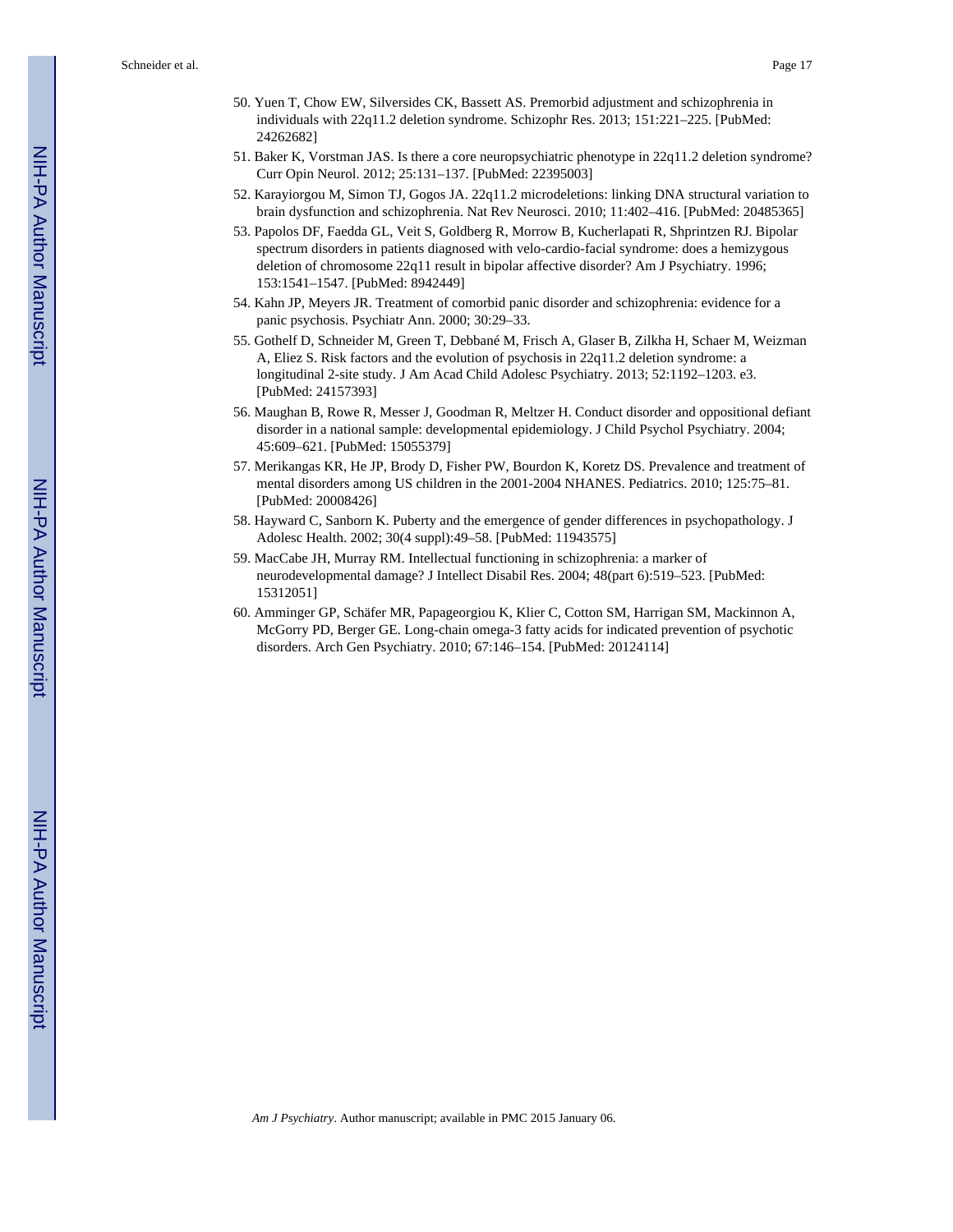50. Yuen T, Chow EW, Silversides CK, Bassett AS. Premorbid adjustment and schizophrenia in individuals with 22q11.2 deletion syndrome. Schizophr Res. 2013; 151:221–225. [PubMed: 24262682]
51. Baker K, Vorstman JAS. Is there a core neuropsychiatric phenotype in 22q11.2 deletion syndrome? Curr Opin Neurol. 2012; 25:131–137. [PubMed: 22395003]
52. Karayiorgou M, Simon TJ, Gogos JA. 22q11.2 microdeletions: linking DNA structural variation to brain dysfunction and schizophrenia. Nat Rev Neurosci. 2010; 11:402–416. [PubMed: 20485365]
53. Papolos DF, Faedda GL, Veit S, Goldberg R, Morrow B, Kucherlapati R, Shprintzen RJ. Bipolar spectrum disorders in patients diagnosed with velo-cardio-facial syndrome: does a hemizygous deletion of chromosome 22q11 result in bipolar affective disorder? Am J Psychiatry. 1996; 153:1541–1547. [PubMed: 8942449]
54. Kahn JP, Meyers JR. Treatment of comorbid panic disorder and schizophrenia: evidence for a panic psychosis. Psychiatr Ann. 2000; 30:29–33.
55. Gothelf D, Schneider M, Green T, Debbané M, Frisch A, Glaser B, Zilkha H, Schaer M, Weizman A, Eliez S. Risk factors and the evolution of psychosis in 22q11.2 deletion syndrome: a longitudinal 2-site study. J Am Acad Child Adolesc Psychiatry. 2013; 52:1192–1203. e3. [PubMed: 24157393]
56. Maughan B, Rowe R, Messer J, Goodman R, Meltzer H. Conduct disorder and oppositional defiant disorder in a national sample: developmental epidemiology. J Child Psychol Psychiatry. 2004; 45:609–621. [PubMed: 15055379]
57. Merikangas KR, He JP, Brody D, Fisher PW, Bourdon K, Koretz DS. Prevalence and treatment of mental disorders among US children in the 2001-2004 NHANES. Pediatrics. 2010; 125:75–81. [PubMed: 20008426]
58. Hayward C, Sanborn K. Puberty and the emergence of gender differences in psychopathology. J Adolesc Health. 2002; 30(4 suppl):49–58. [PubMed: 11943575]
59. MacCabe JH, Murray RM. Intellectual functioning in schizophrenia: a marker of neurodevelopmental damage? J Intellect Disabil Res. 2004; 48(part 6):519–523. [PubMed: 15312051]
60. Amminger GP, Schäfer MR, Papageorgiou K, Klier C, Cotton SM, Harrigan SM, Mackinnon A, McGorry PD, Berger GE. Long-chain omega-3 fatty acids for indicated prevention of psychotic disorders. Arch Gen Psychiatry. 2010; 67:146–154. [PubMed: 20124114]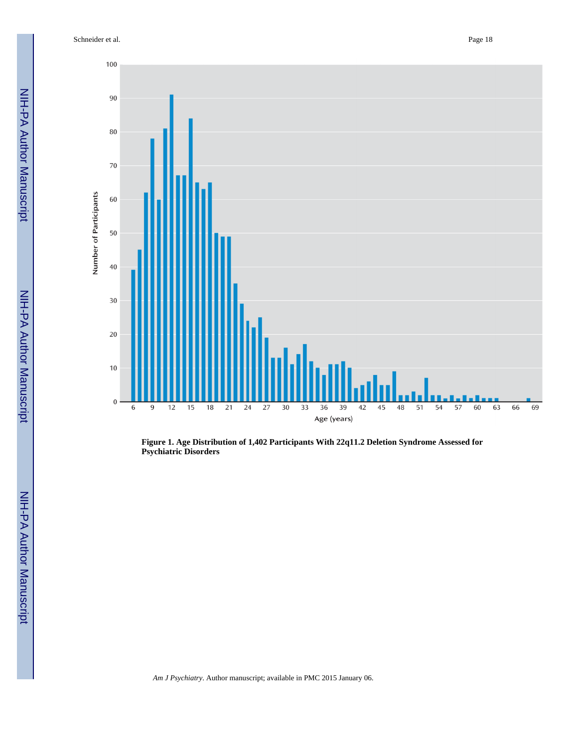**Figure 1. Age Distribution of 1,402 Participants With 22q11.2 Deletion Syndrome Assessed for Psychiatric Disorders**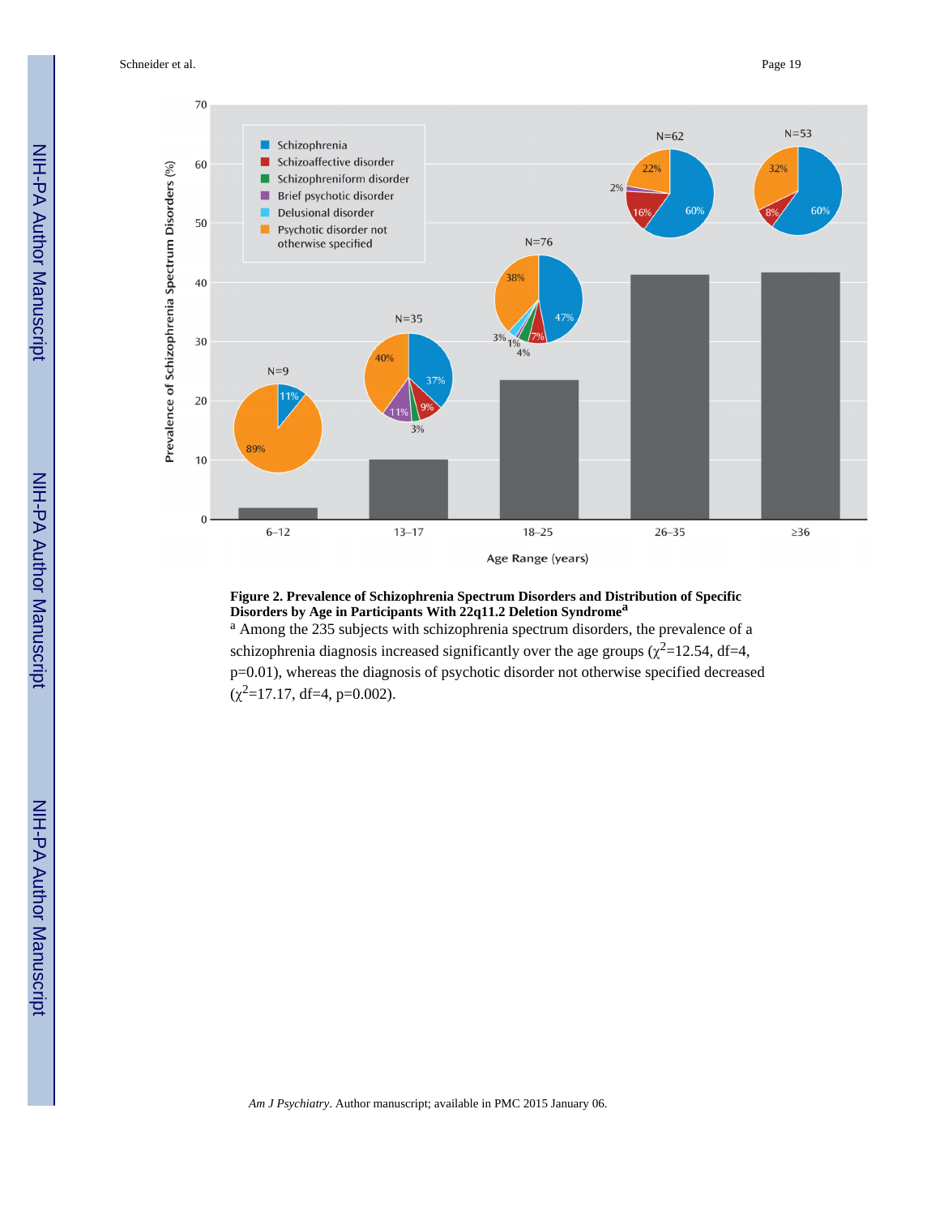**Figure 2. Prevalence of Schizophrenia Spectrum Disorders and Distribution of Specific Disorders by Age in Participants With 22q11.2 Deletion Syndrome[a]**

[a] Among the 235 subjects with schizophrenia spectrum disorders, the prevalence of a schizophrenia diagnosis increased significantly over the age groups ($\chi^2$=12.54, df=4, p=0.01), whereas the diagnosis of psychotic disorder not otherwise specified decreased ($\chi^2$=17.17, df=4, p=0.002).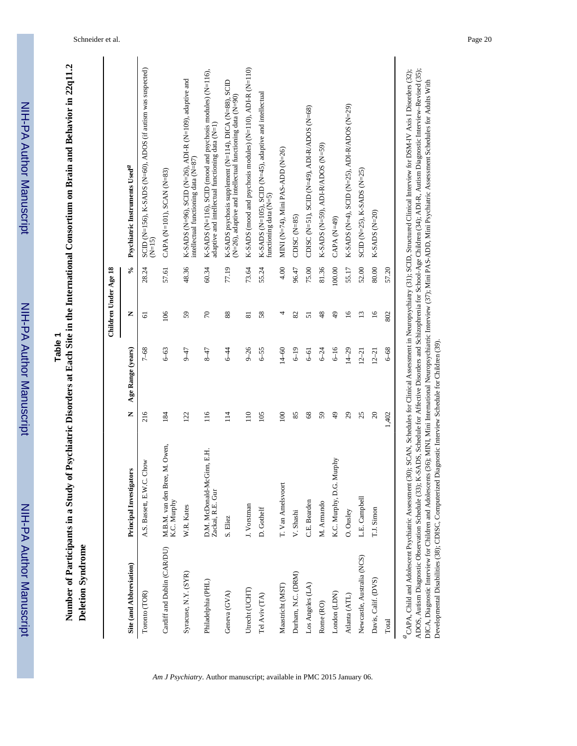**Table 1**

**Number of Participants in a Study of Psychiatric Disorders at Each Site in the International Consortium on Brain and Behavior in 22q11.2 Deletion Syndrome**

| Site (and Abbreviation) | Principal Investigators | N | Age Range (years) | Children Under Age 18 | | Psychiatric Instruments Used[a] |
|---|---|---|---|---|---|---|
| | | | | N | % | |
| Toronto (TOR) | A.S. Bassett, E.W.C. Chow | 216 | 7–68 | 61 | 28.24 | SCID (N=156), K-SADS (N=60), ADOS (if autism was suspected) (N=15) |
| Cardiff and Dublin (CAR/DU) | M.B.M. van den Bree, M. Owen, K.C. Murphy | 184 | 6–63 | 106 | 57.61 | CAPA (N=101), SCAN (N=83) |
| Syracuse, N.Y. (SYR) | W.R. Kates | 122 | 9–47 | 59 | 48.36 | K-SADS (N=96), SCID (N=26), ADI-R (N=109), adaptive and intellectual functioning data (N=87) |
| Philadelphia (PHL) | D.M. McDonald-McGinn, E.H. Zackai, R.E. Gur | 116 | 8–47 | 70 | 60.34 | K-SADS (N=116), SCID (mood and psychosis modules) (N=116), adaptive and intellectual functioning data (N=1) |
| Geneva (GVA) | S. Eliez | 114 | 6–44 | 88 | 77.19 | K-SADS psychosis supplement (N=114), DICA (N=88), SCID (N=26), adaptive and intellectual functioning data (N=90) |
| Utrecht (UCHT) | J. Vorstman | 110 | 9–26 | 81 | 73.64 | K-SADS (mood and psychosis modules) (N=110), ADI-R (N=110) |
| Tel Aviv (TA) | D. Gothelf | 105 | 6–55 | 58 | 55.24 | K-SADS (N=105), SCID (N=45), adaptive and intellectual functioning data (N=5) |
| Maastricht (MST) | T. Van Amelsvoort | 100 | 14–60 | 4 | 4.00 | MINI (N=74), Mini PAS-ADD (N=26) |
| Durham, N.C. (DRM) | V. Shashi | 85 | 6–19 | 82 | 96.47 | CDISC (N=85) |
| Los Angeles (LA) | C.E. Bearden | 68 | 6–61 | 51 | 75.00 | CDISC (N=51), SCID (N=49), ADI-R/ADOS (N=68) |
| Rome (RO) | M. Armando | 59 | 6–24 | 48 | 81.36 | K-SADS (N=59), ADI-R/ADOS (N=59) |
| London (LDN) | K.C. Murphy, D.G. Murphy | 49 | 6–16 | 49 | 100.00 | CAPA (N=49) |
| Atlanta (ATL) | O. Ousley | 29 | 14–29 | 16 | 55.17 | K-SADS (N=4), SCID (N=25), ADI-R/ADOS (N=29) |
| Newcastle, Australia (NCS) | L.E. Campbell | 25 | 12–21 | 13 | 52.00 | SCID (N=25), K-SADS (N=25) |
| Davis, Calif. (DVS) | T.J. Simon | 20 | 12–21 | 16 | 80.00 | K-SADS (N=20) |
| Total | | 1,402 | 6–68 | 802 | 57.20 | |

[a] CAPA, Child and Adolescent Psychiatric Assessment (30); SCAN, Schedules for Clinical Assessment in Neuropsychiatry (31); SCID, Structured Clinical Interview for DSM-IV Axis I Disorders (32); ADOS, Autism Diagnostic Observation Schedule (33); K-SADS, Schedule for Affective Disorders and Schizophrenia for School-Age Children (34); ADI-R, Autism Diagnostic Interview–Revised (35); DICA, Diagnostic Interview for Children and Adolescents (36); MINI, Mini International Neuropsychiatric Interview (37); Mini PAS-ADD, Mini Psychiatric Assessment Schedules for Adults With Developmental Disabilities (38); CDISC, Computerized Diagnostic Interview Schedule for Children (39).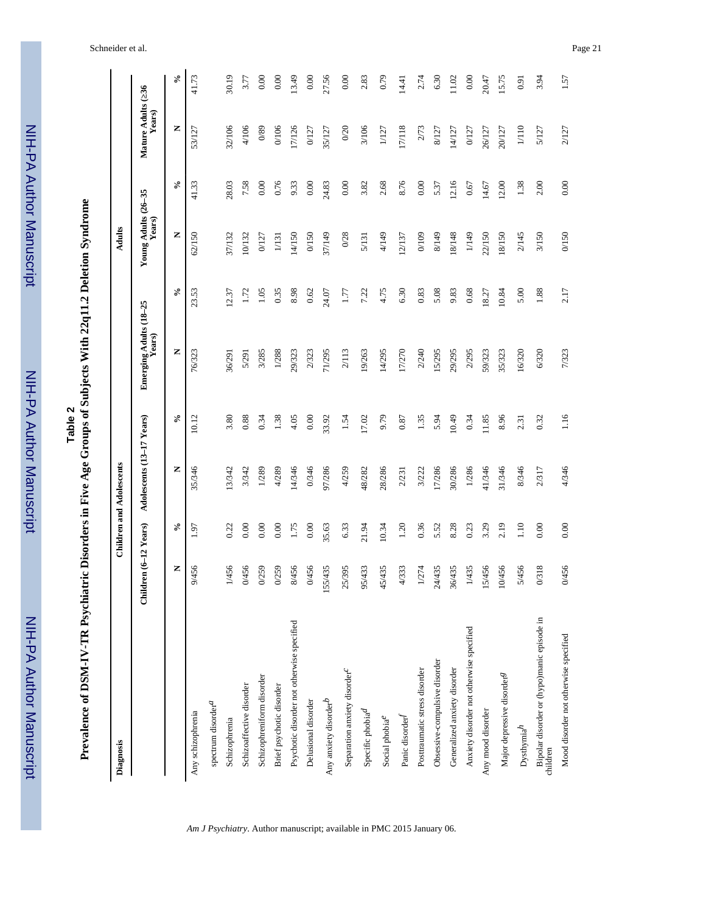**Table 2**

**Prevalence of DSM-IV-TR Psychiatric Disorders in Five Age Groups of Subjects With 22q11.2 Deletion Syndrome**

| Diagnosis | Children and Adolescents | | | | Adults | | | | | |
|---|---|---|---|---|---|---|---|---|---|---|
| | Children (6–12 Years) | | Adolescents (13–17 Years) | | Emerging Adults (18–25 Years) | | Young Adults (26–35 Years) | | Mature Adults (≥36 Years) | |
| | N | % | N | % | N | % | N | % | N | % |
| Any schizophrenia spectrum disorder[a] | 9/456 | 1.97 | 35/346 | 10.12 | 76/323 | 23.53 | 62/150 | 41.33 | 53/127 | 41.73 |
| Schizophrenia | 1/456 | 0.22 | 13/342 | 3.80 | 36/291 | 12.37 | 37/132 | 28.03 | 32/106 | 30.19 |
| Schizoaffective disorder | 0/456 | 0.00 | 3/342 | 0.88 | 5/291 | 1.72 | 10/132 | 7.58 | 4/106 | 3.77 |
| Schizophreniform disorder | 0/259 | 0.00 | 1/289 | 0.34 | 3/285 | 1.05 | 0/127 | 0.00 | 0/89 | 0.00 |
| Brief psychotic disorder | 0/259 | 0.00 | 4/289 | 1.38 | 1/288 | 0.35 | 1/131 | 0.76 | 0/106 | 0.00 |
| Psychotic disorder not otherwise specified | 8/456 | 1.75 | 14/346 | 4.05 | 29/323 | 8.98 | 14/150 | 9.33 | 17/126 | 13.49 |
| Delusional disorder | 0/456 | 0.00 | 0/346 | 0.00 | 2/323 | 0.62 | 0/150 | 0.00 | 0/127 | 0.00 |
| Any anxiety disorder[b] | 155/435 | 35.63 | 97/286 | 33.92 | 71/295 | 24.07 | 37/149 | 24.83 | 35/127 | 27.56 |
| Separation anxiety disorder[c] | 25/395 | 6.33 | 4/259 | 1.54 | 2/113 | 1.77 | 0/28 | 0.00 | 0/20 | 0.00 |
| Specific phobia[d] | 95/433 | 21.94 | 48/282 | 17.02 | 19/263 | 7.22 | 5/131 | 3.82 | 3/106 | 2.83 |
| Social phobia[e] | 45/435 | 10.34 | 28/286 | 9.79 | 14/295 | 4.75 | 4/149 | 2.68 | 1/127 | 0.79 |
| Panic disorder[f] | 4/333 | 1.20 | 2/231 | 0.87 | 17/270 | 6.30 | 12/137 | 8.76 | 17/118 | 14.41 |
| Posttraumatic stress disorder | 1/274 | 0.36 | 3/222 | 1.35 | 2/240 | 0.83 | 0/109 | 0.00 | 2/73 | 2.74 |
| Obsessive-compulsive disorder | 24/435 | 5.52 | 17/286 | 5.94 | 15/295 | 5.08 | 8/149 | 5.37 | 8/127 | 6.30 |
| Generalized anxiety disorder | 36/435 | 8.28 | 30/286 | 10.49 | 29/295 | 9.83 | 18/148 | 12.16 | 14/127 | 11.02 |
| Anxiety disorder not otherwise specified | 1/435 | 0.23 | 1/286 | 0.34 | 2/295 | 0.68 | 1/149 | 0.67 | 0/127 | 0.00 |
| Any mood disorder | 15/456 | 3.29 | 41/346 | 11.85 | 59/323 | 18.27 | 22/150 | 14.67 | 26/127 | 20.47 |
| Major depressive disorder[g] | 10/456 | 2.19 | 31/346 | 8.96 | 35/323 | 10.84 | 18/150 | 12.00 | 20/127 | 15.75 |
| Dysthymia[h] | 5/456 | 1.10 | 8/346 | 2.31 | 16/320 | 5.00 | 2/145 | 1.38 | 1/110 | 0.91 |
| Bipolar disorder or (hypo)manic episode in children | 0/318 | 0.00 | 2/317 | 0.32 | 6/320 | 1.88 | 3/150 | 2.00 | 5/127 | 3.94 |
| Mood disorder not otherwise specified | 0/456 | 0.00 | 4/346 | 1.16 | 7/323 | 2.17 | 0/150 | 0.00 | 2/127 | 1.57 |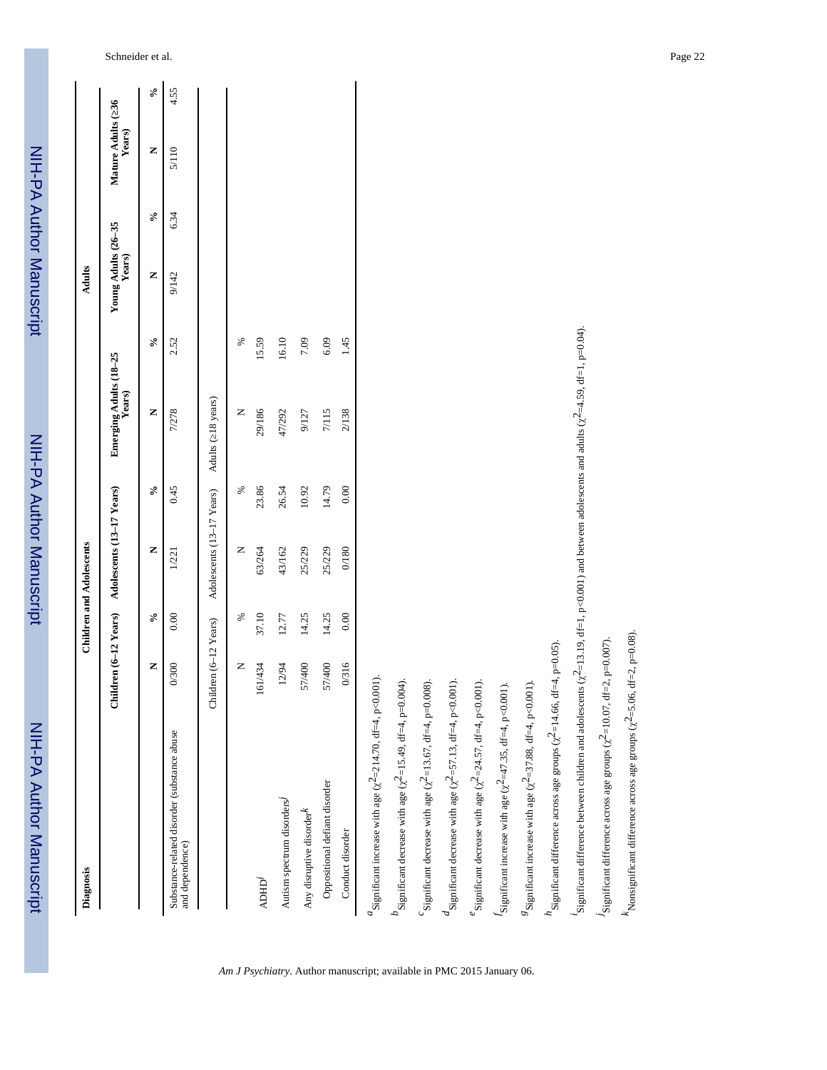| Diagnosis | Children and Adolescents | | | | Adults | | | | | |
|---|---|---|---|---|---|---|---|---|---|---|
| | Children (6–12 Years) | | Adolescents (13–17 Years) | | Emerging Adults (18–25 Years) | | Young Adults (26–35 Years) | | Mature Adults (≥36 Years) | |
| | N | % | N | % | N | % | N | % | N | % |
| Substance-related disorder (substance abuse and dependence) | 0/300 | 0.00 | 1/221 | 0.45 | 7/278 | 2.52 | 9/142 | 6.34 | 5/110 | 4.55 |
| | Children (6–12 Years) | | Adolescents (13–17 Years) | | Adults (≥18 years) | | | | | |
| | N | % | N | % | N | % | | | | |
| ADHD[i] | 161/434 | 37.10 | 63/264 | 23.86 | 29/186 | 15.59 | | | | |
| Autism spectrum disorders[j] | 12/94 | 12.77 | 43/162 | 26.54 | 47/292 | 16.10 | | | | |
| Any disruptive disorder[k] | 57/400 | 14.25 | 25/229 | 10.92 | 9/127 | 7.09 | | | | |
| Oppositional defiant disorder | 57/400 | 14.25 | 25/229 | 14.79 | 7/115 | 6.09 | | | | |
| Conduct disorder | 0/316 | 0.00 | 0/180 | 0.00 | 2/138 | 1.45 | | | | |

[a]Significant increase with age ($\chi^2$=214.70, df=4, p<0.001).

[b]Significant decrease with age ($\chi^2$=15.49, df=4, p=0.004).

[c]Significant decrease with age ($\chi^2$=13.67, df=4, p=0.008).

[d]Significant decrease with age ($\chi^2$=57.13, df=4, p<0.001).

[e]Significant decrease with age ($\chi^2$=24.57, df=4, p<0.001).

[f]Significant increase with age ($\chi^2$=47.35, df=4, p<0.001).

[g]Significant increase with age ($\chi^2$=37.88, df=4, p<0.001).

[h]Significant difference across age groups ($\chi^2$=14.66, df=4, p=0.05).

[i]Significant difference between children and adolescents ($\chi^2$=13.19, df=1, p<0.001) and between adolescents and adults ($\chi^2$=4.59, df=1, p=0.04).

[j]Significant difference across age groups ($\chi^2$=10.07, df=2, p=0.007).

[k]Nonsignificant difference across age groups ($\chi^2$=5.06, df=2, p=0.08).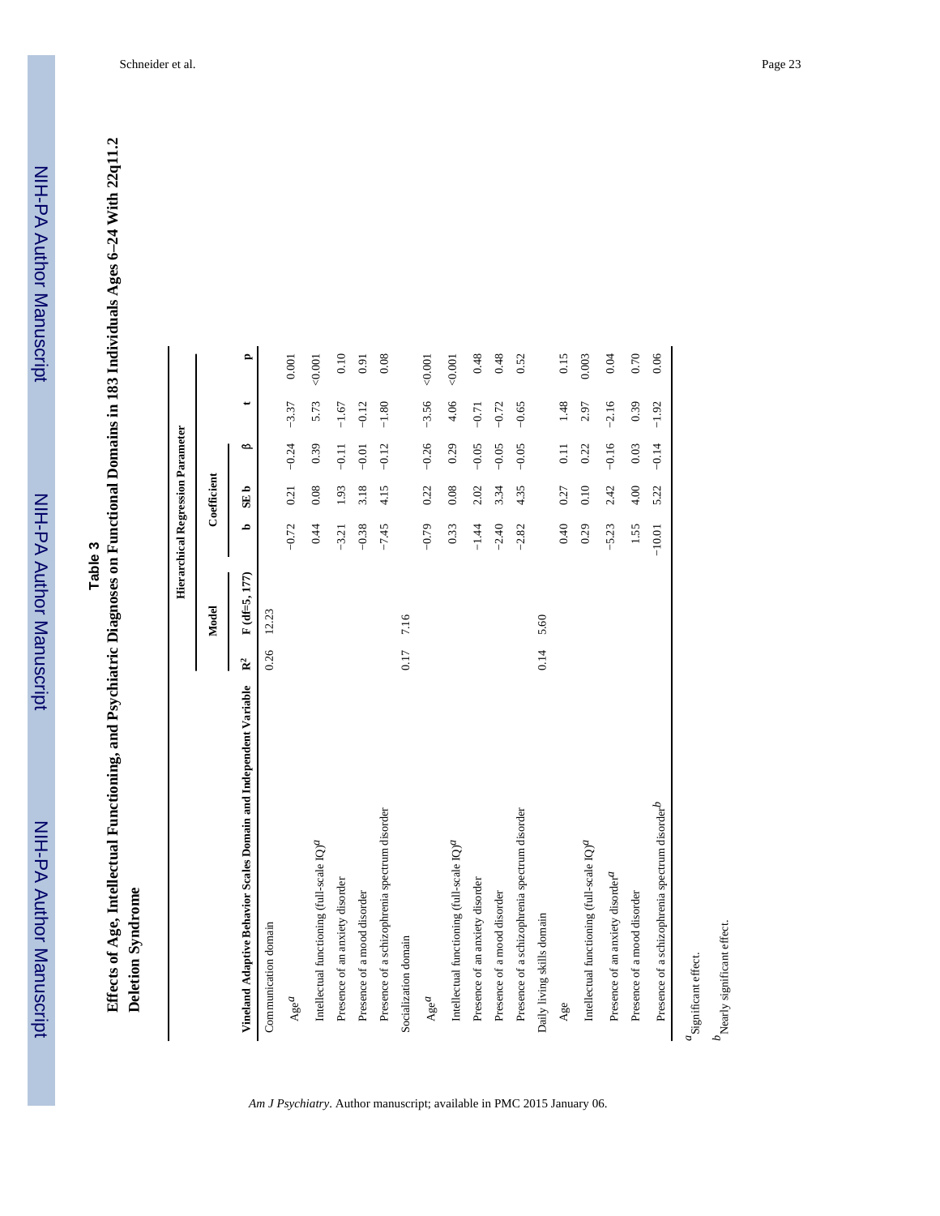**Table 3**

**Effects of Age, Intellectual Functioning, and Psychiatric Diagnoses on Functional Domains in 183 Individuals Ages 6–24 With 22q11.2 Deletion Syndrome**

| | Hierarchical Regression Parameter | | | | | | |
|---|---|---|---|---|---|---|---|
| | Model | | Coefficient | | | | |
| Vineland Adaptive Behavior Scales Domain and Independent Variable | $R^2$ | F (df=5, 177) | b | SE b | β | t | p |
| Communication domain | 0.26 | 12.23 | | | | | |
| Age[a] | | | −0.72 | 0.21 | −0.24 | −3.37 | 0.001 |
| Intellectual functioning (full-scale IQ)[a] | | | 0.44 | 0.08 | 0.39 | 5.73 | <0.001 |
| Presence of an anxiety disorder | | | −3.21 | 1.93 | −0.11 | −1.67 | 0.10 |
| Presence of a mood disorder | | | −0.38 | 3.18 | −0.01 | −0.12 | 0.91 |
| Presence of a schizophrenia spectrum disorder | | | −7.45 | 4.15 | −0.12 | −1.80 | 0.08 |
| Socialization domain | 0.17 | 7.16 | | | | | |
| Age[a] | | | −0.79 | 0.22 | −0.26 | −3.56 | <0.001 |
| Intellectual functioning (full-scale IQ)[a] | | | 0.33 | 0.08 | 0.29 | 4.06 | <0.001 |
| Presence of an anxiety disorder | | | −1.44 | 2.02 | −0.05 | −0.71 | 0.48 |
| Presence of a mood disorder | | | −2.40 | 3.34 | −0.05 | −0.72 | 0.48 |
| Presence of a schizophrenia spectrum disorder | | | −2.82 | 4.35 | −0.05 | −0.65 | 0.52 |
| Daily living skills domain | 0.14 | 5.60 | | | | | |
| Age | | | 0.40 | 0.27 | 0.11 | 1.48 | 0.15 |
| Intellectual functioning (full-scale IQ)[a] | | | 0.29 | 0.10 | 0.22 | 2.97 | 0.003 |
| Presence of an anxiety disorder[a] | | | −5.23 | 2.42 | −0.16 | −2.16 | 0.04 |
| Presence of a mood disorder | | | 1.55 | 4.00 | 0.03 | 0.39 | 0.70 |
| Presence of a schizophrenia spectrum disorder[b] | | | −10.01 | 5.22 | −0.14 | −1.92 | 0.06 |

[a] Significant effect.

[b] Nearly significant effect.